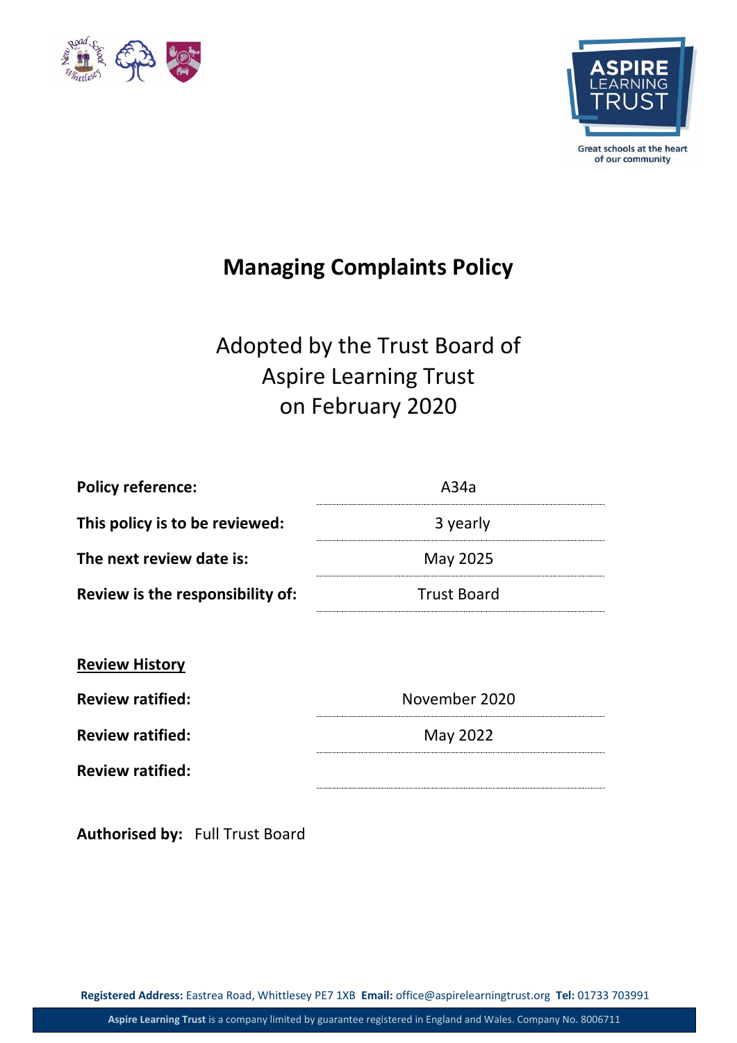ASPIRE LEARNING TRUST

Great schools at the heart of our community

# Managing Complaints Policy

Adopted by the Trust Board of
Aspire Learning Trust
on February 2020

| | |
|---|---|
| **Policy reference:** | A34a |
| **This policy is to be reviewed:** | 3 yearly |
| **The next review date is:** | May 2025 |
| **Review is the responsibility of:** | Trust Board |

**Review History**

| | |
|---|---|
| **Review ratified:** | November 2020 |
| **Review ratified:** | May 2022 |
| **Review ratified:** | |

**Authorised by:** Full Trust Board

**Registered Address:** Eastrea Road, Whittlesey PE7 1XB **Email:** office@aspirelearningtrust.org **Tel:** 01733 703991

**Aspire Learning Trust** is a company limited by guarantee registered in England and Wales. Company No. 8006711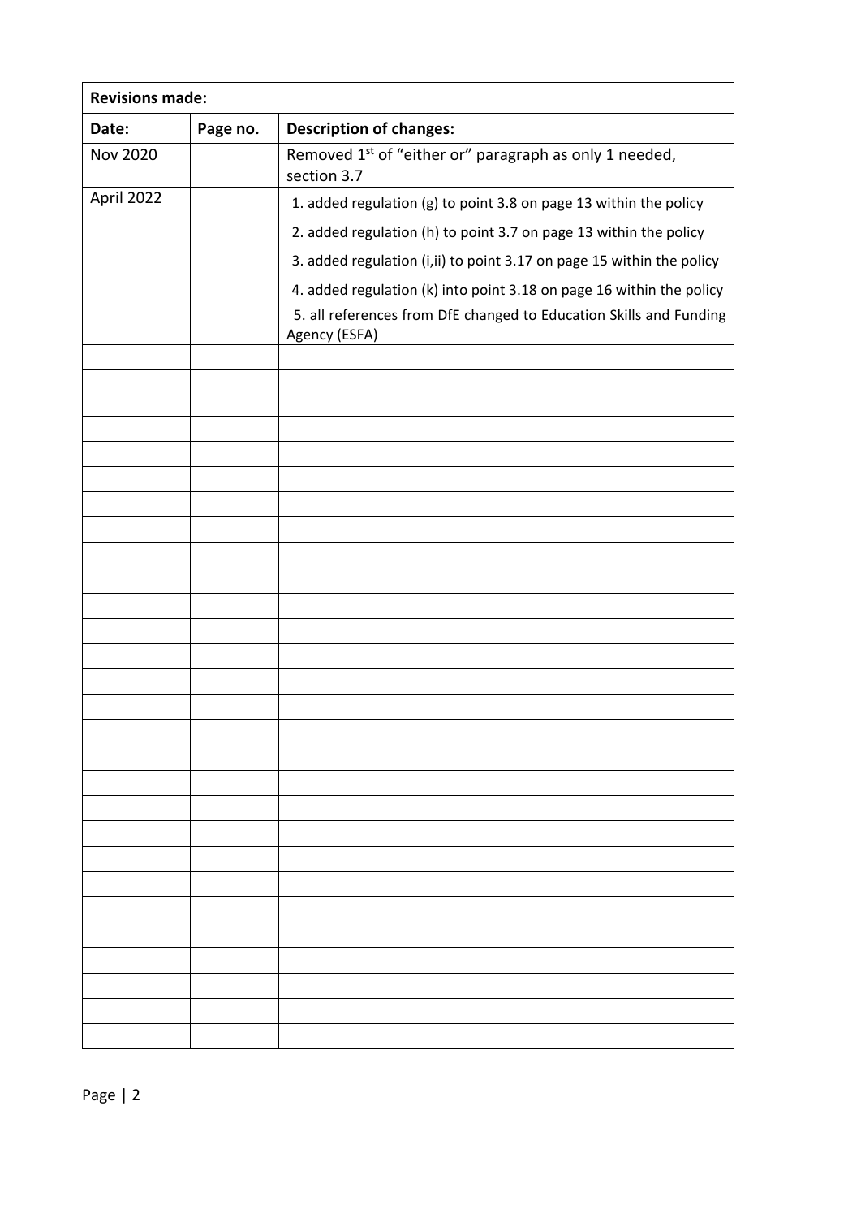| Revisions made: | | |
|---|---|---|
| **Date:** | **Page no.** | **Description of changes:** |
| Nov 2020 | | Removed 1st of "either or" paragraph as only 1 needed, section 3.7 |
| April 2022 | | 1. added regulation (g) to point 3.8 on page 13 within the policy<br>2. added regulation (h) to point 3.7 on page 13 within the policy<br>3. added regulation (i,ii) to point 3.17 on page 15 within the policy<br>4. added regulation (k) into point 3.18 on page 16 within the policy<br>5. all references from DfE changed to Education Skills and Funding Agency (ESFA) |
| | | |
| | | |
| | | |
| | | |
| | | |
| | | |
| | | |
| | | |
| | | |
| | | |
| | | |
| | | |
| | | |
| | | |
| | | |
| | | |
| | | |
| | | |
| | | |
| | | |
| | | |
| | | |
| | | |
| | | |
| | | |
| | | |
| | | |
| | | |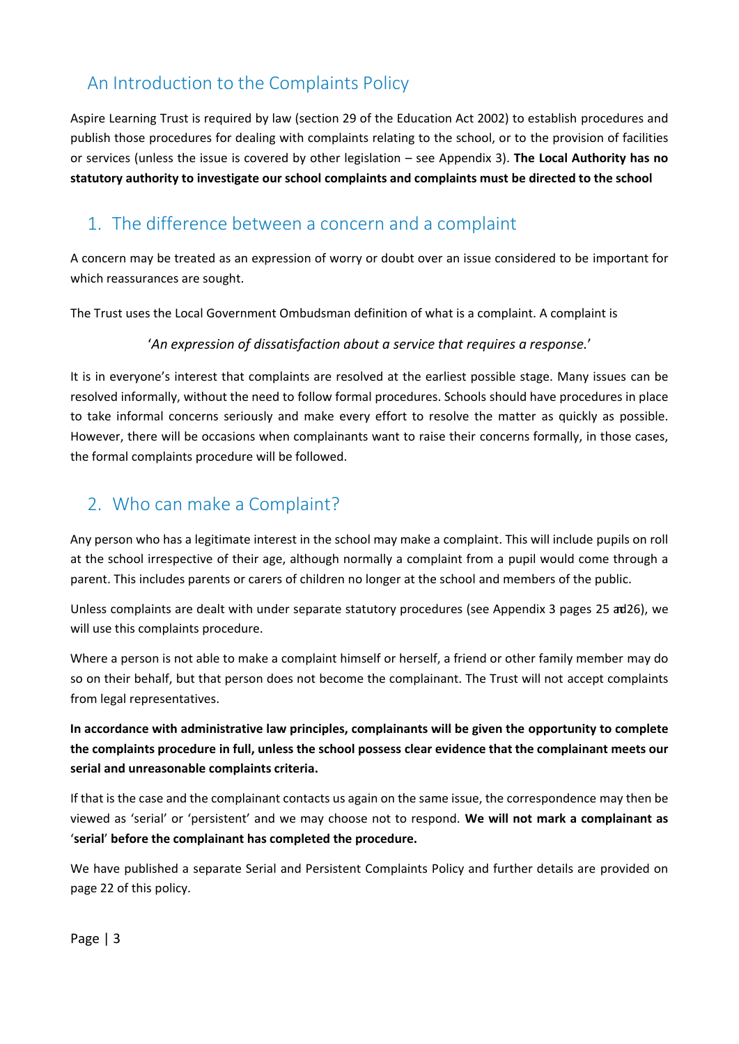## An Introduction to the Complaints Policy

Aspire Learning Trust is required by law (section 29 of the Education Act 2002) to establish procedures and publish those procedures for dealing with complaints relating to the school, or to the provision of facilities or services (unless the issue is covered by other legislation – see Appendix 3). **The Local Authority has no statutory authority to investigate our school complaints and complaints must be directed to the school**

## 1. The difference between a concern and a complaint

A concern may be treated as an expression of worry or doubt over an issue considered to be important for which reassurances are sought.

The Trust uses the Local Government Ombudsman definition of what is a complaint. A complaint is

'*An expression of dissatisfaction about a service that requires a response.*'

It is in everyone's interest that complaints are resolved at the earliest possible stage. Many issues can be resolved informally, without the need to follow formal procedures. Schools should have procedures in place to take informal concerns seriously and make every effort to resolve the matter as quickly as possible. However, there will be occasions when complainants want to raise their concerns formally, in those cases, the formal complaints procedure will be followed.

## 2. Who can make a Complaint?

Any person who has a legitimate interest in the school may make a complaint. This will include pupils on roll at the school irrespective of their age, although normally a complaint from a pupil would come through a parent. This includes parents or carers of children no longer at the school and members of the public.

Unless complaints are dealt with under separate statutory procedures (see Appendix 3 pages 25 and 26), we will use this complaints procedure.

Where a person is not able to make a complaint himself or herself, a friend or other family member may do so on their behalf, but that person does not become the complainant. The Trust will not accept complaints from legal representatives.

**In accordance with administrative law principles, complainants will be given the opportunity to complete the complaints procedure in full, unless the school possess clear evidence that the complainant meets our serial and unreasonable complaints criteria.**

If that is the case and the complainant contacts us again on the same issue, the correspondence may then be viewed as 'serial' or 'persistent' and we may choose not to respond. **We will not mark a complainant as 'serial' before the complainant has completed the procedure.**

We have published a separate Serial and Persistent Complaints Policy and further details are provided on page 22 of this policy.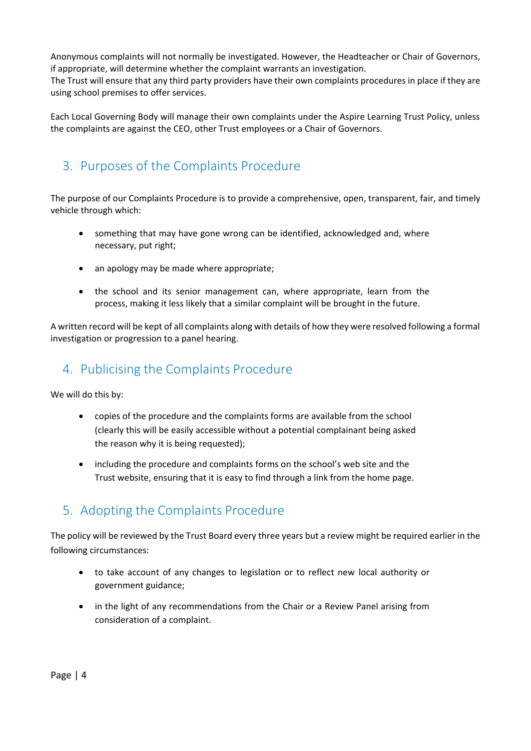Anonymous complaints will not normally be investigated. However, the Headteacher or Chair of Governors, if appropriate, will determine whether the complaint warrants an investigation.
The Trust will ensure that any third party providers have their own complaints procedures in place if they are using school premises to offer services.

Each Local Governing Body will manage their own complaints under the Aspire Learning Trust Policy, unless the complaints are against the CEO, other Trust employees or a Chair of Governors.

## 3. Purposes of the Complaints Procedure

The purpose of our Complaints Procedure is to provide a comprehensive, open, transparent, fair, and timely vehicle through which:

- something that may have gone wrong can be identified, acknowledged and, where necessary, put right;
- an apology may be made where appropriate;
- the school and its senior management can, where appropriate, learn from the process, making it less likely that a similar complaint will be brought in the future.

A written record will be kept of all complaints along with details of how they were resolved following a formal investigation or progression to a panel hearing.

## 4. Publicising the Complaints Procedure

We will do this by:

- copies of the procedure and the complaints forms are available from the school (clearly this will be easily accessible without a potential complainant being asked the reason why it is being requested);
- including the procedure and complaints forms on the school's web site and the Trust website, ensuring that it is easy to find through a link from the home page.

## 5. Adopting the Complaints Procedure

The policy will be reviewed by the Trust Board every three years but a review might be required earlier in the following circumstances:

- to take account of any changes to legislation or to reflect new local authority or government guidance;
- in the light of any recommendations from the Chair or a Review Panel arising from consideration of a complaint.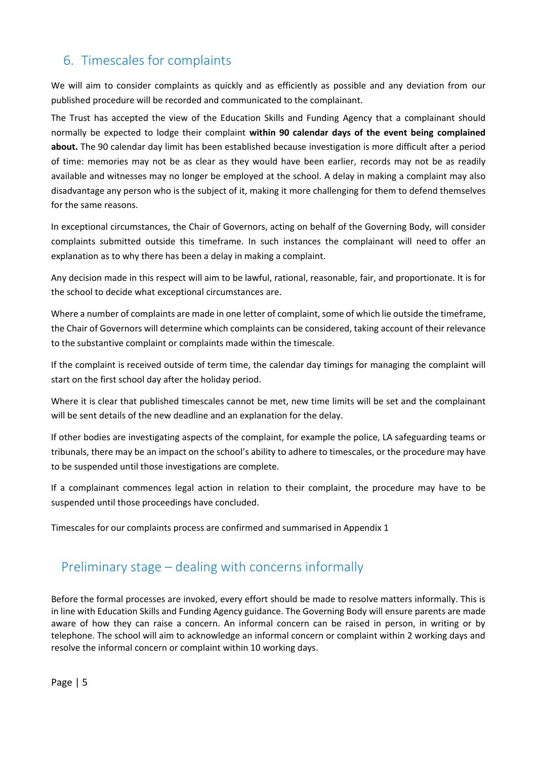## 6. Timescales for complaints

We will aim to consider complaints as quickly and as efficiently as possible and any deviation from our published procedure will be recorded and communicated to the complainant.

The Trust has accepted the view of the Education Skills and Funding Agency that a complainant should normally be expected to lodge their complaint **within 90 calendar days of the event being complained about.** The 90 calendar day limit has been established because investigation is more difficult after a period of time: memories may not be as clear as they would have been earlier, records may not be as readily available and witnesses may no longer be employed at the school. A delay in making a complaint may also disadvantage any person who is the subject of it, making it more challenging for them to defend themselves for the same reasons.

In exceptional circumstances, the Chair of Governors, acting on behalf of the Governing Body, will consider complaints submitted outside this timeframe. In such instances the complainant will need to offer an explanation as to why there has been a delay in making a complaint.

Any decision made in this respect will aim to be lawful, rational, reasonable, fair, and proportionate. It is for the school to decide what exceptional circumstances are.

Where a number of complaints are made in one letter of complaint, some of which lie outside the timeframe, the Chair of Governors will determine which complaints can be considered, taking account of their relevance to the substantive complaint or complaints made within the timescale.

If the complaint is received outside of term time, the calendar day timings for managing the complaint will start on the first school day after the holiday period.

Where it is clear that published timescales cannot be met, new time limits will be set and the complainant will be sent details of the new deadline and an explanation for the delay.

If other bodies are investigating aspects of the complaint, for example the police, LA safeguarding teams or tribunals, there may be an impact on the school's ability to adhere to timescales, or the procedure may have to be suspended until those investigations are complete.

If a complainant commences legal action in relation to their complaint, the procedure may have to be suspended until those proceedings have concluded.

Timescales for our complaints process are confirmed and summarised in Appendix 1

## Preliminary stage – dealing with concerns informally

Before the formal processes are invoked, every effort should be made to resolve matters informally. This is in line with Education Skills and Funding Agency guidance. The Governing Body will ensure parents are made aware of how they can raise a concern. An informal concern can be raised in person, in writing or by telephone. The school will aim to acknowledge an informal concern or complaint within 2 working days and resolve the informal concern or complaint within 10 working days.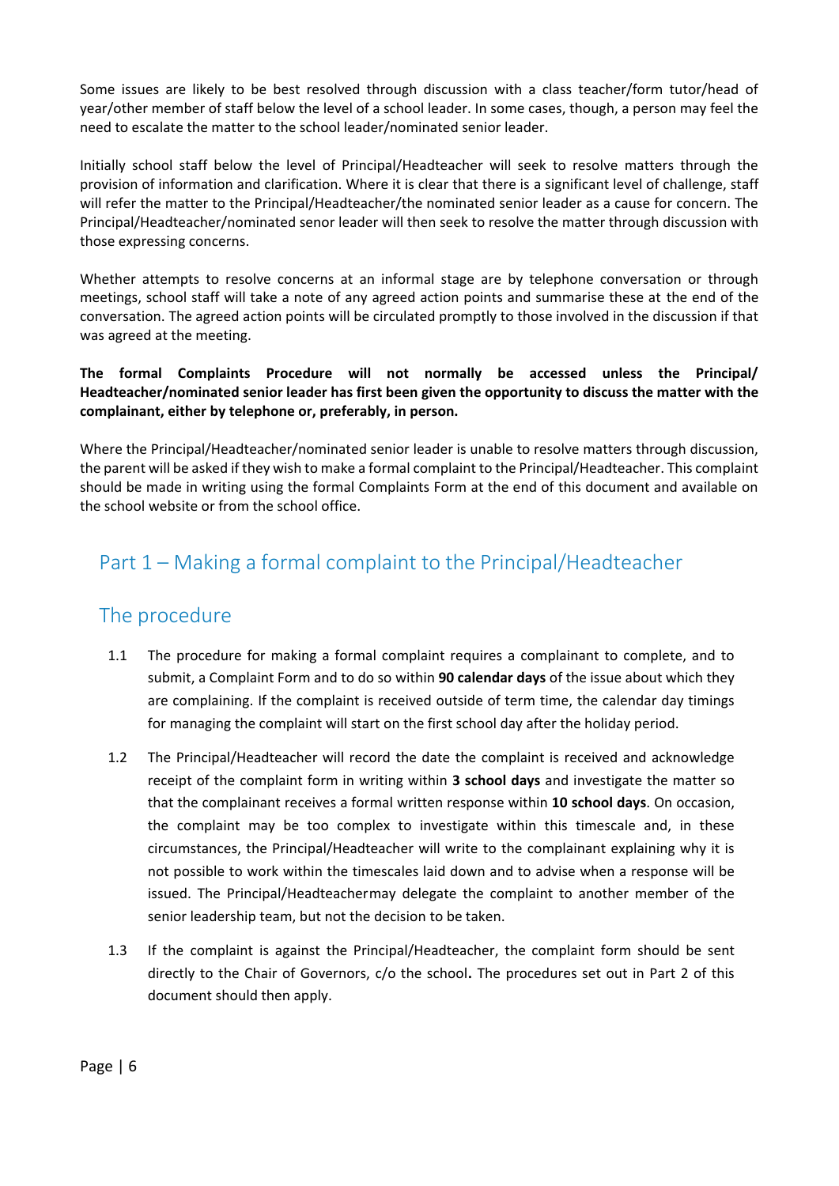Some issues are likely to be best resolved through discussion with a class teacher/form tutor/head of year/other member of staff below the level of a school leader. In some cases, though, a person may feel the need to escalate the matter to the school leader/nominated senior leader.

Initially school staff below the level of Principal/Headteacher will seek to resolve matters through the provision of information and clarification. Where it is clear that there is a significant level of challenge, staff will refer the matter to the Principal/Headteacher/the nominated senior leader as a cause for concern. The Principal/Headteacher/nominated senor leader will then seek to resolve the matter through discussion with those expressing concerns.

Whether attempts to resolve concerns at an informal stage are by telephone conversation or through meetings, school staff will take a note of any agreed action points and summarise these at the end of the conversation. The agreed action points will be circulated promptly to those involved in the discussion if that was agreed at the meeting.

**The formal Complaints Procedure will not normally be accessed unless the Principal/ Headteacher/nominated senior leader has first been given the opportunity to discuss the matter with the complainant, either by telephone or, preferably, in person.**

Where the Principal/Headteacher/nominated senior leader is unable to resolve matters through discussion, the parent will be asked if they wish to make a formal complaint to the Principal/Headteacher. This complaint should be made in writing using the formal Complaints Form at the end of this document and available on the school website or from the school office.

## Part 1 – Making a formal complaint to the Principal/Headteacher

## The procedure

1.1 The procedure for making a formal complaint requires a complainant to complete, and to submit, a Complaint Form and to do so within **90 calendar days** of the issue about which they are complaining. If the complaint is received outside of term time, the calendar day timings for managing the complaint will start on the first school day after the holiday period.

1.2 The Principal/Headteacher will record the date the complaint is received and acknowledge receipt of the complaint form in writing within **3 school days** and investigate the matter so that the complainant receives a formal written response within **10 school days**. On occasion, the complaint may be too complex to investigate within this timescale and, in these circumstances, the Principal/Headteacher will write to the complainant explaining why it is not possible to work within the timescales laid down and to advise when a response will be issued. The Principal/Headteachermay delegate the complaint to another member of the senior leadership team, but not the decision to be taken.

1.3 If the complaint is against the Principal/Headteacher, the complaint form should be sent directly to the Chair of Governors, c/o the school**.** The procedures set out in Part 2 of this document should then apply.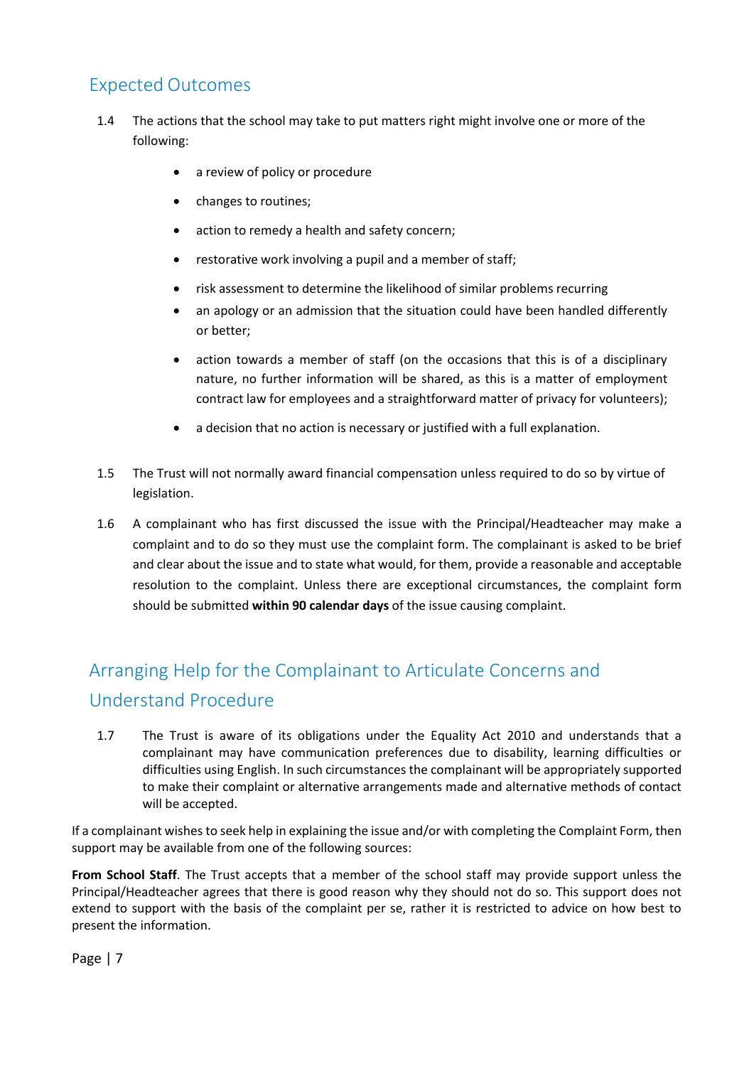## Expected Outcomes

1.4 The actions that the school may take to put matters right might involve one or more of the following:

- a review of policy or procedure
- changes to routines;
- action to remedy a health and safety concern;
- restorative work involving a pupil and a member of staff;
- risk assessment to determine the likelihood of similar problems recurring
- an apology or an admission that the situation could have been handled differently or better;
- action towards a member of staff (on the occasions that this is of a disciplinary nature, no further information will be shared, as this is a matter of employment contract law for employees and a straightforward matter of privacy for volunteers);
- a decision that no action is necessary or justified with a full explanation.

1.5 The Trust will not normally award financial compensation unless required to do so by virtue of legislation.

1.6 A complainant who has first discussed the issue with the Principal/Headteacher may make a complaint and to do so they must use the complaint form. The complainant is asked to be brief and clear about the issue and to state what would, for them, provide a reasonable and acceptable resolution to the complaint. Unless there are exceptional circumstances, the complaint form should be submitted **within 90 calendar days** of the issue causing complaint.

## Arranging Help for the Complainant to Articulate Concerns and Understand Procedure

1.7 The Trust is aware of its obligations under the Equality Act 2010 and understands that a complainant may have communication preferences due to disability, learning difficulties or difficulties using English. In such circumstances the complainant will be appropriately supported to make their complaint or alternative arrangements made and alternative methods of contact will be accepted.

If a complainant wishes to seek help in explaining the issue and/or with completing the Complaint Form, then support may be available from one of the following sources:

**From School Staff**. The Trust accepts that a member of the school staff may provide support unless the Principal/Headteacher agrees that there is good reason why they should not do so. This support does not extend to support with the basis of the complaint per se, rather it is restricted to advice on how best to present the information.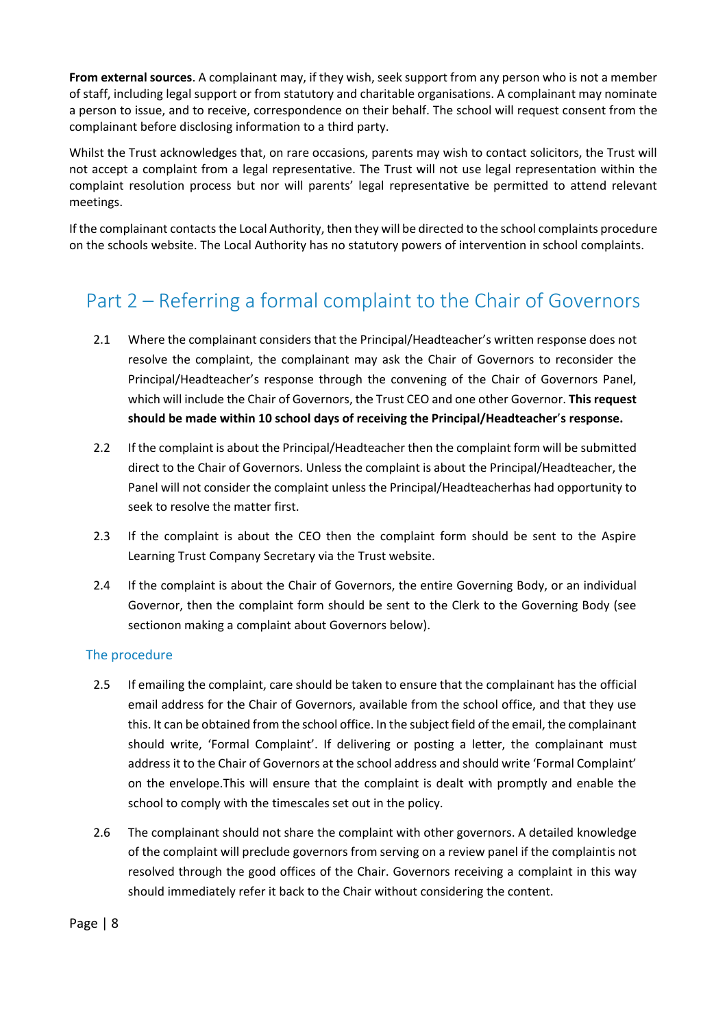**From external sources**. A complainant may, if they wish, seek support from any person who is not a member of staff, including legal support or from statutory and charitable organisations. A complainant may nominate a person to issue, and to receive, correspondence on their behalf. The school will request consent from the complainant before disclosing information to a third party.

Whilst the Trust acknowledges that, on rare occasions, parents may wish to contact solicitors, the Trust will not accept a complaint from a legal representative. The Trust will not use legal representation within the complaint resolution process but nor will parents' legal representative be permitted to attend relevant meetings.

If the complainant contacts the Local Authority, then they will be directed to the school complaints procedure on the schools website. The Local Authority has no statutory powers of intervention in school complaints.

## Part 2 – Referring a formal complaint to the Chair of Governors

2.1 Where the complainant considers that the Principal/Headteacher's written response does not resolve the complaint, the complainant may ask the Chair of Governors to reconsider the Principal/Headteacher's response through the convening of the Chair of Governors Panel, which will include the Chair of Governors, the Trust CEO and one other Governor. **This request should be made within 10 school days of receiving the Principal/Headteacher's response.**

2.2 If the complaint is about the Principal/Headteacher then the complaint form will be submitted direct to the Chair of Governors. Unless the complaint is about the Principal/Headteacher, the Panel will not consider the complaint unless the Principal/Headteacherhas had opportunity to seek to resolve the matter first.

2.3 If the complaint is about the CEO then the complaint form should be sent to the Aspire Learning Trust Company Secretary via the Trust website.

2.4 If the complaint is about the Chair of Governors, the entire Governing Body, or an individual Governor, then the complaint form should be sent to the Clerk to the Governing Body (see sectionon making a complaint about Governors below).

### The procedure

2.5 If emailing the complaint, care should be taken to ensure that the complainant has the official email address for the Chair of Governors, available from the school office, and that they use this. It can be obtained from the school office. In the subject field of the email, the complainant should write, 'Formal Complaint'. If delivering or posting a letter, the complainant must address it to the Chair of Governors at the school address and should write 'Formal Complaint' on the envelope.This will ensure that the complaint is dealt with promptly and enable the school to comply with the timescales set out in the policy.

2.6 The complainant should not share the complaint with other governors. A detailed knowledge of the complaint will preclude governors from serving on a review panel if the complaintis not resolved through the good offices of the Chair. Governors receiving a complaint in this way should immediately refer it back to the Chair without considering the content.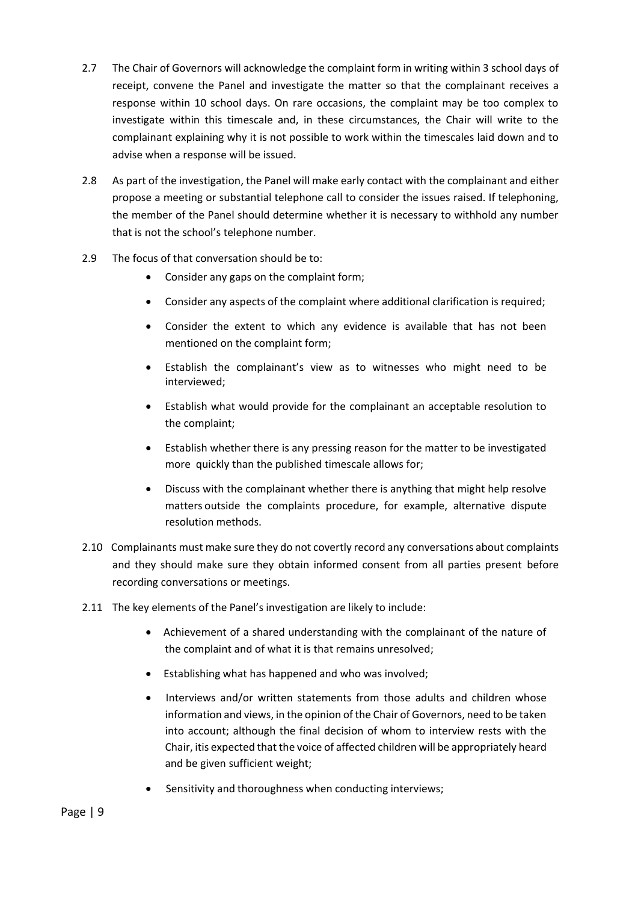2.7 The Chair of Governors will acknowledge the complaint form in writing within 3 school days of receipt, convene the Panel and investigate the matter so that the complainant receives a response within 10 school days. On rare occasions, the complaint may be too complex to investigate within this timescale and, in these circumstances, the Chair will write to the complainant explaining why it is not possible to work within the timescales laid down and to advise when a response will be issued.

2.8 As part of the investigation, the Panel will make early contact with the complainant and either propose a meeting or substantial telephone call to consider the issues raised. If telephoning, the member of the Panel should determine whether it is necessary to withhold any number that is not the school's telephone number.

2.9 The focus of that conversation should be to:

- Consider any gaps on the complaint form;
- Consider any aspects of the complaint where additional clarification is required;
- Consider the extent to which any evidence is available that has not been mentioned on the complaint form;
- Establish the complainant's view as to witnesses who might need to be interviewed;
- Establish what would provide for the complainant an acceptable resolution to the complaint;
- Establish whether there is any pressing reason for the matter to be investigated more quickly than the published timescale allows for;
- Discuss with the complainant whether there is anything that might help resolve matters outside the complaints procedure, for example, alternative dispute resolution methods.

2.10 Complainants must make sure they do not covertly record any conversations about complaints and they should make sure they obtain informed consent from all parties present before recording conversations or meetings.

2.11 The key elements of the Panel's investigation are likely to include:

- Achievement of a shared understanding with the complainant of the nature of the complaint and of what it is that remains unresolved;
- Establishing what has happened and who was involved;
- Interviews and/or written statements from those adults and children whose information and views, in the opinion of the Chair of Governors, need to be taken into account; although the final decision of whom to interview rests with the Chair, itis expected that the voice of affected children will be appropriately heard and be given sufficient weight;
- Sensitivity and thoroughness when conducting interviews;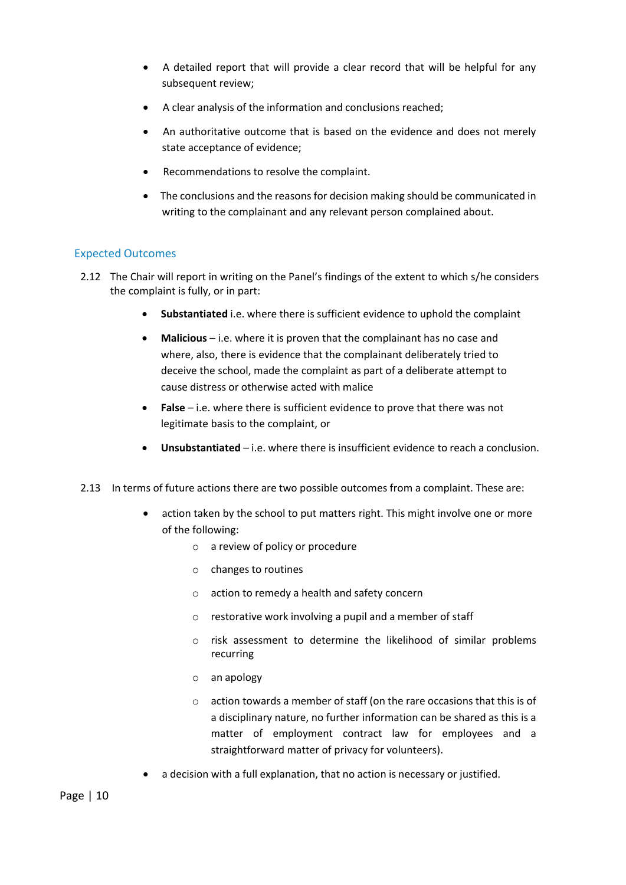- A detailed report that will provide a clear record that will be helpful for any subsequent review;
- A clear analysis of the information and conclusions reached;
- An authoritative outcome that is based on the evidence and does not merely state acceptance of evidence;
- Recommendations to resolve the complaint.
- The conclusions and the reasons for decision making should be communicated in writing to the complainant and any relevant person complained about.

### Expected Outcomes

2.12 The Chair will report in writing on the Panel's findings of the extent to which s/he considers the complaint is fully, or in part:

- **Substantiated** i.e. where there is sufficient evidence to uphold the complaint
- **Malicious** – i.e. where it is proven that the complainant has no case and where, also, there is evidence that the complainant deliberately tried to deceive the school, made the complaint as part of a deliberate attempt to cause distress or otherwise acted with malice
- **False** – i.e. where there is sufficient evidence to prove that there was not legitimate basis to the complaint, or
- **Unsubstantiated** – i.e. where there is insufficient evidence to reach a conclusion.

2.13 In terms of future actions there are two possible outcomes from a complaint. These are:

- action taken by the school to put matters right. This might involve one or more of the following:
  - a review of policy or procedure
  - changes to routines
  - action to remedy a health and safety concern
  - restorative work involving a pupil and a member of staff
  - risk assessment to determine the likelihood of similar problems recurring
  - an apology
  - action towards a member of staff (on the rare occasions that this is of a disciplinary nature, no further information can be shared as this is a matter of employment contract law for employees and a straightforward matter of privacy for volunteers).
- a decision with a full explanation, that no action is necessary or justified.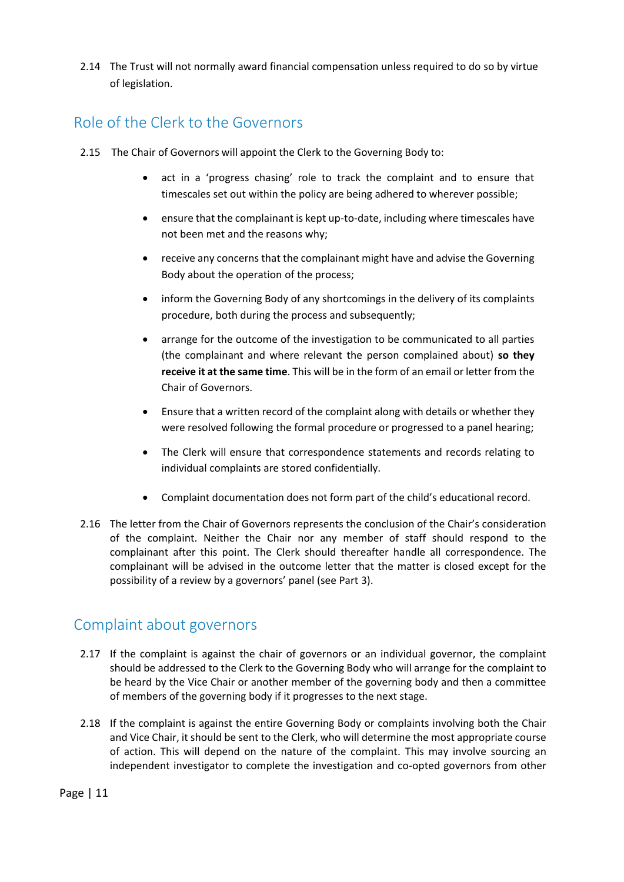2.14 The Trust will not normally award financial compensation unless required to do so by virtue of legislation.

## Role of the Clerk to the Governors

2.15 The Chair of Governors will appoint the Clerk to the Governing Body to:

- act in a 'progress chasing' role to track the complaint and to ensure that timescales set out within the policy are being adhered to wherever possible;
- ensure that the complainant is kept up-to-date, including where timescales have not been met and the reasons why;
- receive any concerns that the complainant might have and advise the Governing Body about the operation of the process;
- inform the Governing Body of any shortcomings in the delivery of its complaints procedure, both during the process and subsequently;
- arrange for the outcome of the investigation to be communicated to all parties (the complainant and where relevant the person complained about) **so they receive it at the same time**. This will be in the form of an email or letter from the Chair of Governors.
- Ensure that a written record of the complaint along with details or whether they were resolved following the formal procedure or progressed to a panel hearing;
- The Clerk will ensure that correspondence statements and records relating to individual complaints are stored confidentially.
- Complaint documentation does not form part of the child's educational record.

2.16 The letter from the Chair of Governors represents the conclusion of the Chair's consideration of the complaint. Neither the Chair nor any member of staff should respond to the complainant after this point. The Clerk should thereafter handle all correspondence. The complainant will be advised in the outcome letter that the matter is closed except for the possibility of a review by a governors' panel (see Part 3).

## Complaint about governors

2.17 If the complaint is against the chair of governors or an individual governor, the complaint should be addressed to the Clerk to the Governing Body who will arrange for the complaint to be heard by the Vice Chair or another member of the governing body and then a committee of members of the governing body if it progresses to the next stage.

2.18 If the complaint is against the entire Governing Body or complaints involving both the Chair and Vice Chair, it should be sent to the Clerk, who will determine the most appropriate course of action. This will depend on the nature of the complaint. This may involve sourcing an independent investigator to complete the investigation and co-opted governors from other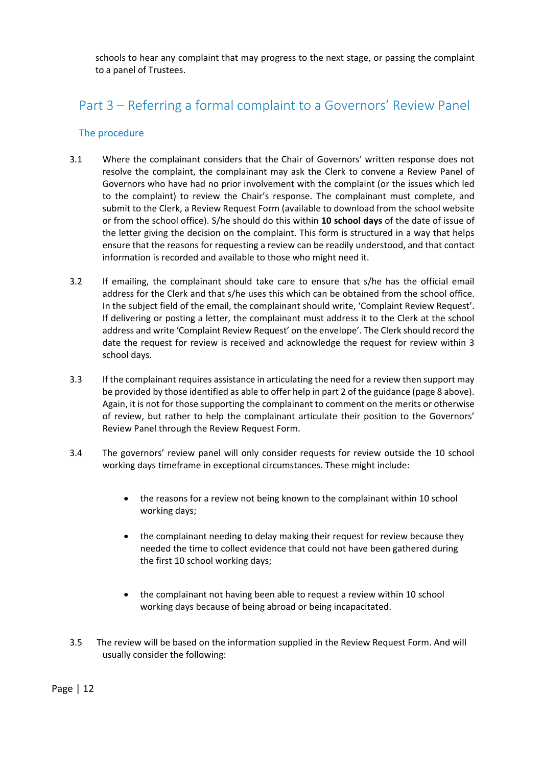schools to hear any complaint that may progress to the next stage, or passing the complaint to a panel of Trustees.

## Part 3 – Referring a formal complaint to a Governors' Review Panel

### The procedure

3.1 Where the complainant considers that the Chair of Governors' written response does not resolve the complaint, the complainant may ask the Clerk to convene a Review Panel of Governors who have had no prior involvement with the complaint (or the issues which led to the complaint) to review the Chair's response. The complainant must complete, and submit to the Clerk, a Review Request Form (available to download from the school website or from the school office). S/he should do this within **10 school days** of the date of issue of the letter giving the decision on the complaint. This form is structured in a way that helps ensure that the reasons for requesting a review can be readily understood, and that contact information is recorded and available to those who might need it.

3.2 If emailing, the complainant should take care to ensure that s/he has the official email address for the Clerk and that s/he uses this which can be obtained from the school office. In the subject field of the email, the complainant should write, 'Complaint Review Request'. If delivering or posting a letter, the complainant must address it to the Clerk at the school address and write 'Complaint Review Request' on the envelope'. The Clerk should record the date the request for review is received and acknowledge the request for review within 3 school days.

3.3 If the complainant requires assistance in articulating the need for a review then support may be provided by those identified as able to offer help in part 2 of the guidance (page 8 above). Again, it is not for those supporting the complainant to comment on the merits or otherwise of review, but rather to help the complainant articulate their position to the Governors' Review Panel through the Review Request Form.

3.4 The governors' review panel will only consider requests for review outside the 10 school working days timeframe in exceptional circumstances. These might include:

- the reasons for a review not being known to the complainant within 10 school working days;
- the complainant needing to delay making their request for review because they needed the time to collect evidence that could not have been gathered during the first 10 school working days;
- the complainant not having been able to request a review within 10 school working days because of being abroad or being incapacitated.

3.5 The review will be based on the information supplied in the Review Request Form. And will usually consider the following: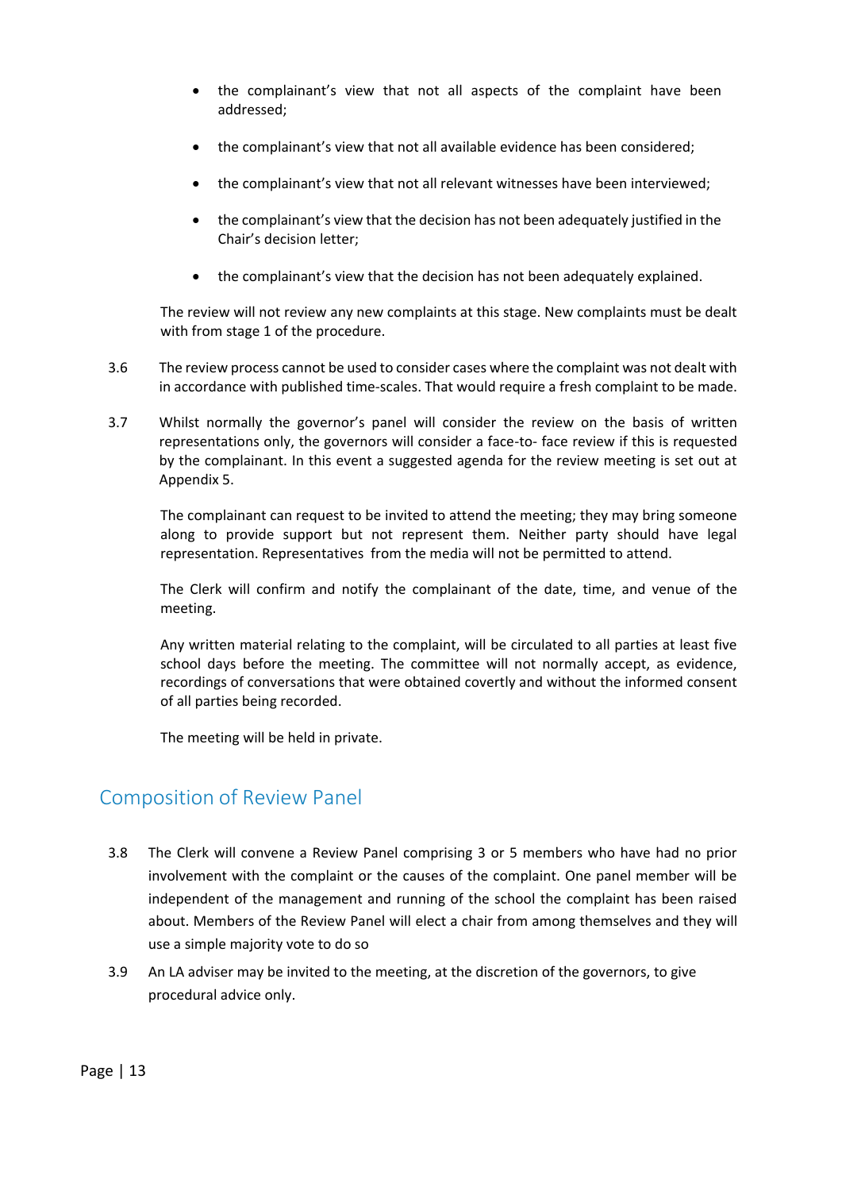- the complainant's view that not all aspects of the complaint have been addressed;
- the complainant's view that not all available evidence has been considered;
- the complainant's view that not all relevant witnesses have been interviewed;
- the complainant's view that the decision has not been adequately justified in the Chair's decision letter;
- the complainant's view that the decision has not been adequately explained.

The review will not review any new complaints at this stage. New complaints must be dealt with from stage 1 of the procedure.

3.6 The review process cannot be used to consider cases where the complaint was not dealt with in accordance with published time-scales. That would require a fresh complaint to be made.

3.7 Whilst normally the governor's panel will consider the review on the basis of written representations only, the governors will consider a face-to- face review if this is requested by the complainant. In this event a suggested agenda for the review meeting is set out at Appendix 5.

The complainant can request to be invited to attend the meeting; they may bring someone along to provide support but not represent them. Neither party should have legal representation. Representatives from the media will not be permitted to attend.

The Clerk will confirm and notify the complainant of the date, time, and venue of the meeting.

Any written material relating to the complaint, will be circulated to all parties at least five school days before the meeting. The committee will not normally accept, as evidence, recordings of conversations that were obtained covertly and without the informed consent of all parties being recorded.

The meeting will be held in private.

## Composition of Review Panel

3.8 The Clerk will convene a Review Panel comprising 3 or 5 members who have had no prior involvement with the complaint or the causes of the complaint. One panel member will be independent of the management and running of the school the complaint has been raised about. Members of the Review Panel will elect a chair from among themselves and they will use a simple majority vote to do so

3.9 An LA adviser may be invited to the meeting, at the discretion of the governors, to give procedural advice only.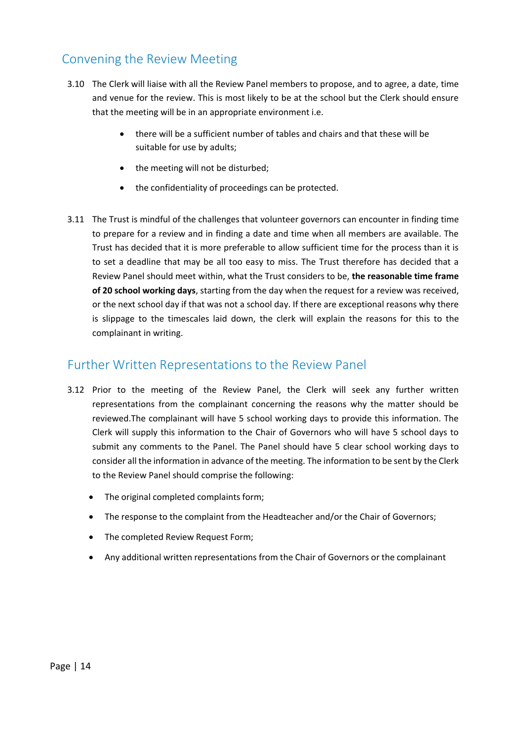## Convening the Review Meeting

3.10 The Clerk will liaise with all the Review Panel members to propose, and to agree, a date, time and venue for the review. This is most likely to be at the school but the Clerk should ensure that the meeting will be in an appropriate environment i.e.

- there will be a sufficient number of tables and chairs and that these will be suitable for use by adults;
- the meeting will not be disturbed;
- the confidentiality of proceedings can be protected.

3.11 The Trust is mindful of the challenges that volunteer governors can encounter in finding time to prepare for a review and in finding a date and time when all members are available. The Trust has decided that it is more preferable to allow sufficient time for the process than it is to set a deadline that may be all too easy to miss. The Trust therefore has decided that a Review Panel should meet within, what the Trust considers to be, **the reasonable time frame of 20 school working days**, starting from the day when the request for a review was received, or the next school day if that was not a school day. If there are exceptional reasons why there is slippage to the timescales laid down, the clerk will explain the reasons for this to the complainant in writing.

## Further Written Representations to the Review Panel

3.12 Prior to the meeting of the Review Panel, the Clerk will seek any further written representations from the complainant concerning the reasons why the matter should be reviewed.The complainant will have 5 school working days to provide this information. The Clerk will supply this information to the Chair of Governors who will have 5 school days to submit any comments to the Panel. The Panel should have 5 clear school working days to consider all the information in advance of the meeting. The information to be sent by the Clerk to the Review Panel should comprise the following:

- The original completed complaints form;
- The response to the complaint from the Headteacher and/or the Chair of Governors;
- The completed Review Request Form;
- Any additional written representations from the Chair of Governors or the complainant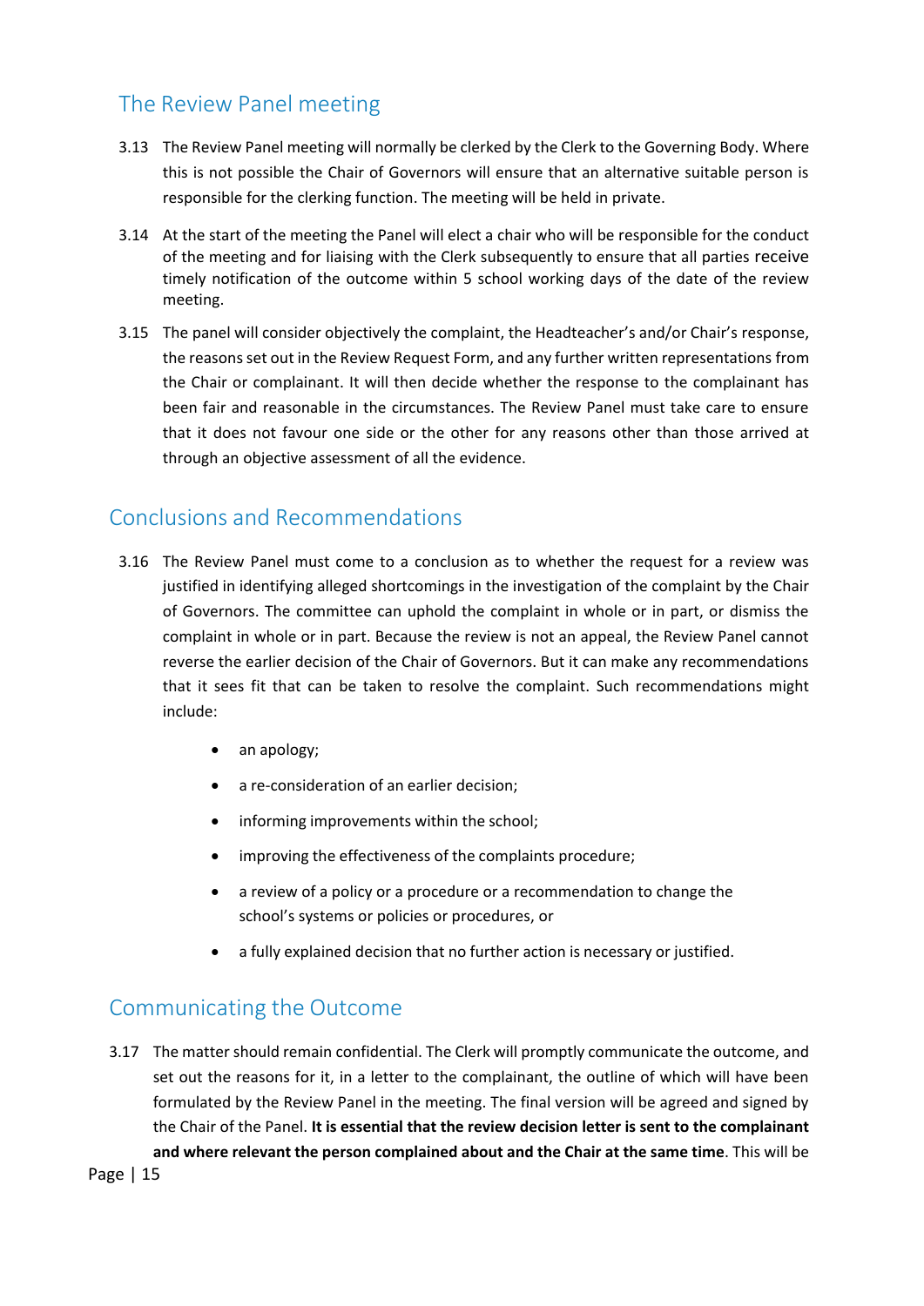## The Review Panel meeting

3.13 The Review Panel meeting will normally be clerked by the Clerk to the Governing Body. Where this is not possible the Chair of Governors will ensure that an alternative suitable person is responsible for the clerking function. The meeting will be held in private.

3.14 At the start of the meeting the Panel will elect a chair who will be responsible for the conduct of the meeting and for liaising with the Clerk subsequently to ensure that all parties receive timely notification of the outcome within 5 school working days of the date of the review meeting.

3.15 The panel will consider objectively the complaint, the Headteacher's and/or Chair's response, the reasons set out in the Review Request Form, and any further written representations from the Chair or complainant. It will then decide whether the response to the complainant has been fair and reasonable in the circumstances. The Review Panel must take care to ensure that it does not favour one side or the other for any reasons other than those arrived at through an objective assessment of all the evidence.

## Conclusions and Recommendations

3.16 The Review Panel must come to a conclusion as to whether the request for a review was justified in identifying alleged shortcomings in the investigation of the complaint by the Chair of Governors. The committee can uphold the complaint in whole or in part, or dismiss the complaint in whole or in part. Because the review is not an appeal, the Review Panel cannot reverse the earlier decision of the Chair of Governors. But it can make any recommendations that it sees fit that can be taken to resolve the complaint. Such recommendations might include:

- an apology;
- a re-consideration of an earlier decision;
- informing improvements within the school;
- improving the effectiveness of the complaints procedure;
- a review of a policy or a procedure or a recommendation to change the school's systems or policies or procedures, or
- a fully explained decision that no further action is necessary or justified.

## Communicating the Outcome

3.17 The matter should remain confidential. The Clerk will promptly communicate the outcome, and set out the reasons for it, in a letter to the complainant, the outline of which will have been formulated by the Review Panel in the meeting. The final version will be agreed and signed by the Chair of the Panel. **It is essential that the review decision letter is sent to the complainant and where relevant the person complained about and the Chair at the same time**. This will be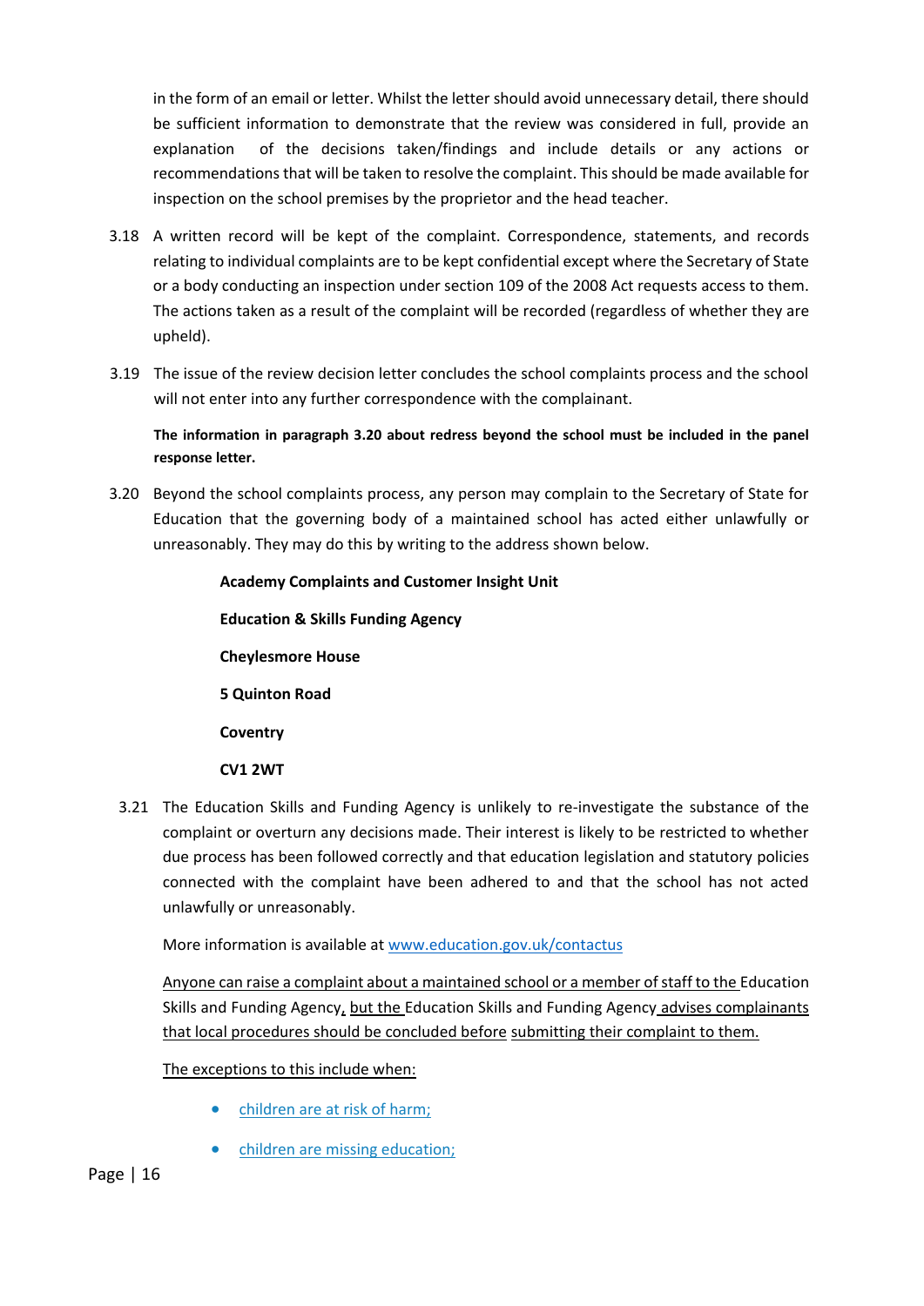in the form of an email or letter. Whilst the letter should avoid unnecessary detail, there should be sufficient information to demonstrate that the review was considered in full, provide an explanation of the decisions taken/findings and include details or any actions or recommendations that will be taken to resolve the complaint. This should be made available for inspection on the school premises by the proprietor and the head teacher.

3.18 A written record will be kept of the complaint. Correspondence, statements, and records relating to individual complaints are to be kept confidential except where the Secretary of State or a body conducting an inspection under section 109 of the 2008 Act requests access to them. The actions taken as a result of the complaint will be recorded (regardless of whether they are upheld).

3.19 The issue of the review decision letter concludes the school complaints process and the school will not enter into any further correspondence with the complainant.

**The information in paragraph 3.20 about redress beyond the school must be included in the panel response letter.**

3.20 Beyond the school complaints process, any person may complain to the Secretary of State for Education that the governing body of a maintained school has acted either unlawfully or unreasonably. They may do this by writing to the address shown below.

**Academy Complaints and Customer Insight Unit**

**Education & Skills Funding Agency**

**Cheylesmore House**

**5 Quinton Road**

**Coventry**

**CV1 2WT**

3.21 The Education Skills and Funding Agency is unlikely to re-investigate the substance of the complaint or overturn any decisions made. Their interest is likely to be restricted to whether due process has been followed correctly and that education legislation and statutory policies connected with the complaint have been adhered to and that the school has not acted unlawfully or unreasonably.

More information is available at www.education.gov.uk/contactus

Anyone can raise a complaint about a maintained school or a member of staff to the Education Skills and Funding Agency, but the Education Skills and Funding Agency advises complainants that local procedures should be concluded before submitting their complaint to them.

The exceptions to this include when:

- children are at risk of harm;
- children are missing education;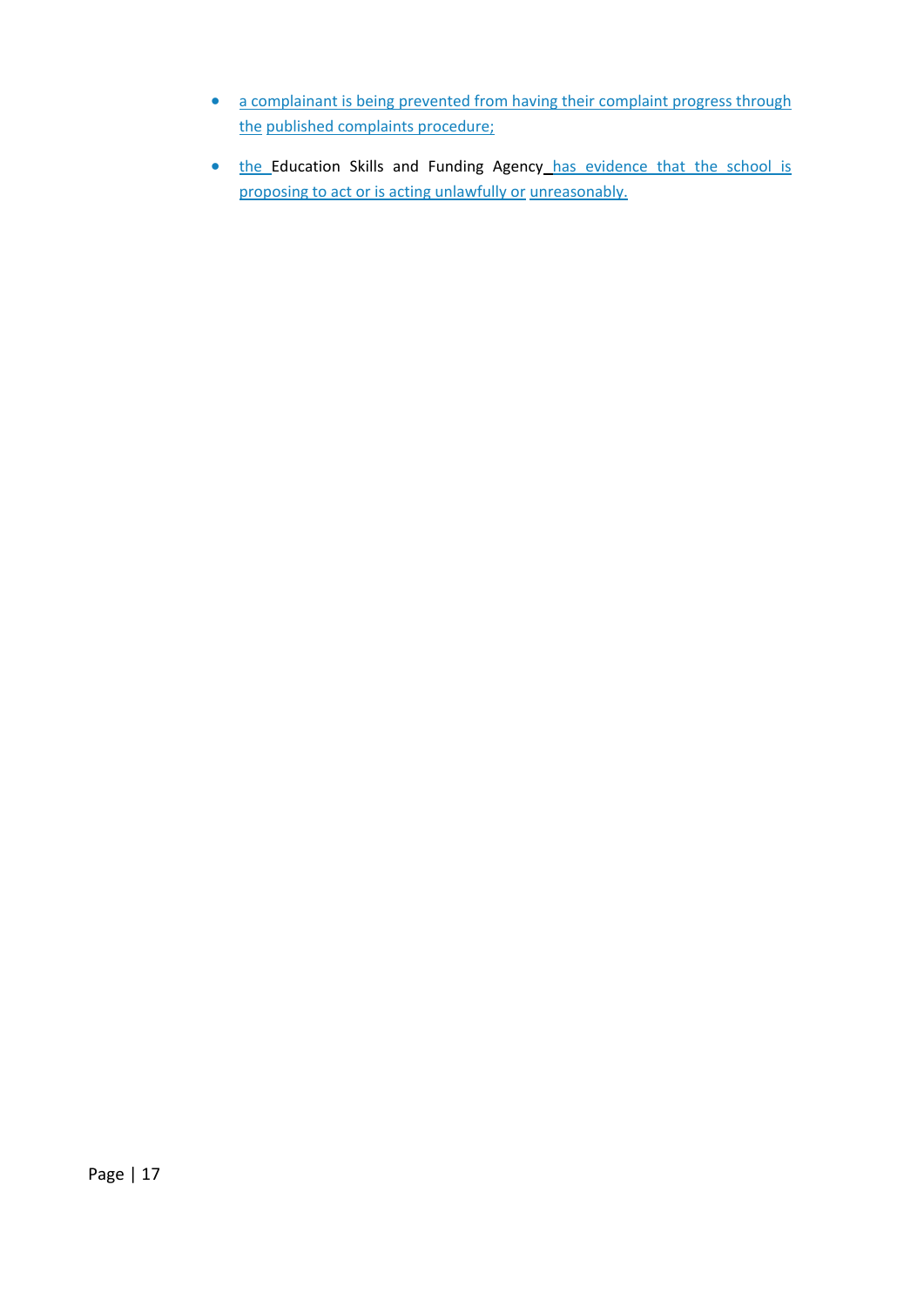- a complainant is being prevented from having their complaint progress through the published complaints procedure;
- the Education Skills and Funding Agency has evidence that the school is proposing to act or is acting unlawfully or unreasonably.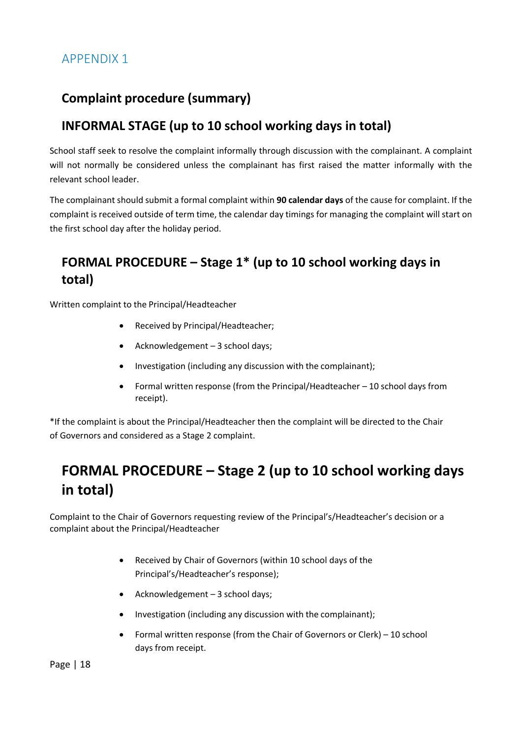## APPENDIX 1

### Complaint procedure (summary)

### INFORMAL STAGE (up to 10 school working days in total)

School staff seek to resolve the complaint informally through discussion with the complainant. A complaint will not normally be considered unless the complainant has first raised the matter informally with the relevant school leader.

The complainant should submit a formal complaint within **90 calendar days** of the cause for complaint. If the complaint is received outside of term time, the calendar day timings for managing the complaint will start on the first school day after the holiday period.

### FORMAL PROCEDURE – Stage 1* (up to 10 school working days in total)

Written complaint to the Principal/Headteacher

- Received by Principal/Headteacher;
- Acknowledgement – 3 school days;
- Investigation (including any discussion with the complainant);
- Formal written response (from the Principal/Headteacher – 10 school days from receipt).

*If the complaint is about the Principal/Headteacher then the complaint will be directed to the Chair of Governors and considered as a Stage 2 complaint.

## FORMAL PROCEDURE – Stage 2 (up to 10 school working days in total)

Complaint to the Chair of Governors requesting review of the Principal's/Headteacher's decision or a complaint about the Principal/Headteacher

- Received by Chair of Governors (within 10 school days of the Principal's/Headteacher's response);
- Acknowledgement – 3 school days;
- Investigation (including any discussion with the complainant);
- Formal written response (from the Chair of Governors or Clerk) – 10 school days from receipt.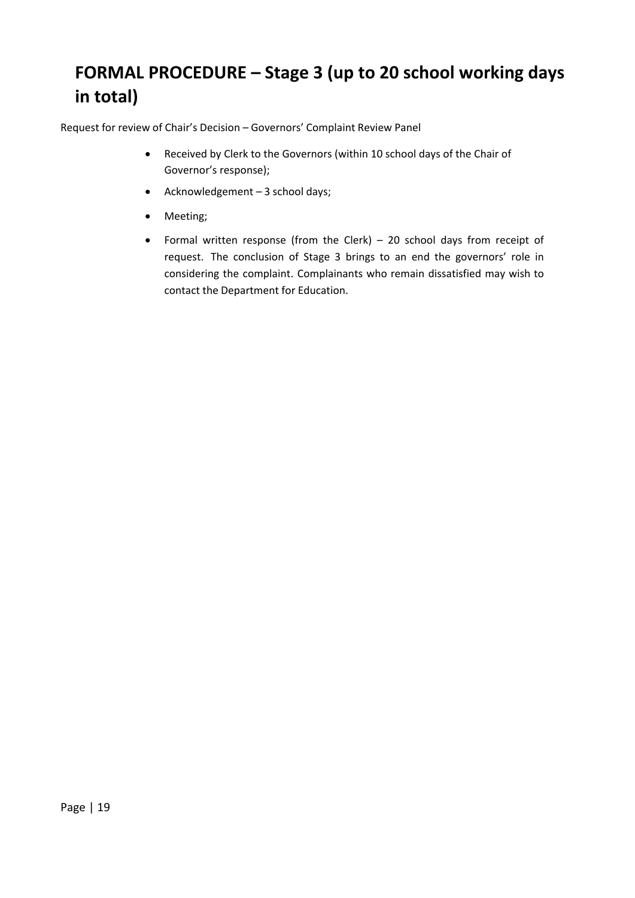# FORMAL PROCEDURE – Stage 3 (up to 20 school working days in total)

Request for review of Chair's Decision – Governors' Complaint Review Panel

- Received by Clerk to the Governors (within 10 school days of the Chair of Governor's response);
- Acknowledgement – 3 school days;
- Meeting;
- Formal written response (from the Clerk) – 20 school days from receipt of request. The conclusion of Stage 3 brings to an end the governors' role in considering the complaint. Complainants who remain dissatisfied may wish to contact the Department for Education.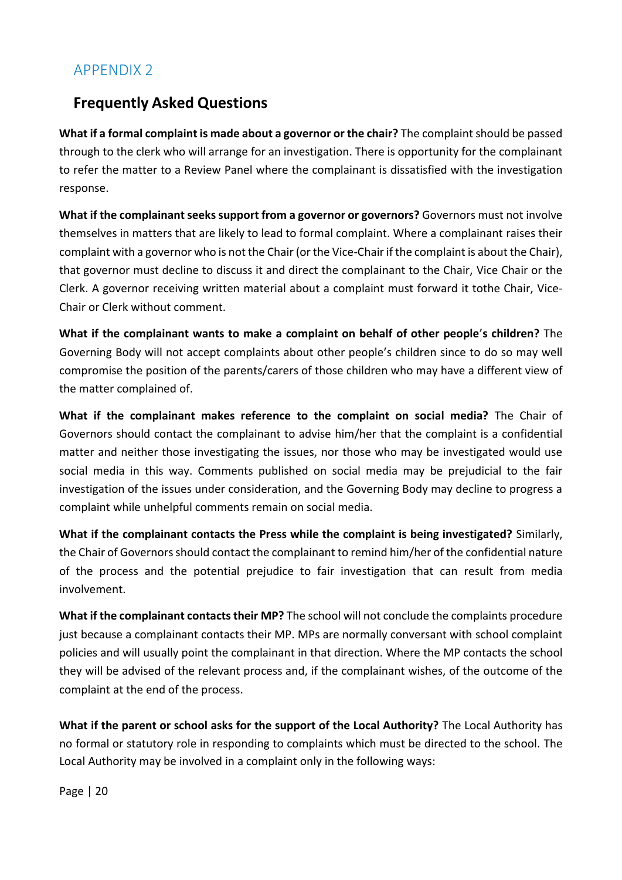# APPENDIX 2

## Frequently Asked Questions

**What if a formal complaint is made about a governor or the chair?** The complaint should be passed through to the clerk who will arrange for an investigation. There is opportunity for the complainant to refer the matter to a Review Panel where the complainant is dissatisfied with the investigation response.

**What if the complainant seeks support from a governor or governors?** Governors must not involve themselves in matters that are likely to lead to formal complaint. Where a complainant raises their complaint with a governor who is not the Chair (or the Vice-Chair if the complaint is about the Chair), that governor must decline to discuss it and direct the complainant to the Chair, Vice Chair or the Clerk. A governor receiving written material about a complaint must forward it tothe Chair, Vice-Chair or Clerk without comment.

**What if the complainant wants to make a complaint on behalf of other people's children?** The Governing Body will not accept complaints about other people's children since to do so may well compromise the position of the parents/carers of those children who may have a different view of the matter complained of.

**What if the complainant makes reference to the complaint on social media?** The Chair of Governors should contact the complainant to advise him/her that the complaint is a confidential matter and neither those investigating the issues, nor those who may be investigated would use social media in this way. Comments published on social media may be prejudicial to the fair investigation of the issues under consideration, and the Governing Body may decline to progress a complaint while unhelpful comments remain on social media.

**What if the complainant contacts the Press while the complaint is being investigated?** Similarly, the Chair of Governors should contact the complainant to remind him/her of the confidential nature of the process and the potential prejudice to fair investigation that can result from media involvement.

**What if the complainant contacts their MP?** The school will not conclude the complaints procedure just because a complainant contacts their MP. MPs are normally conversant with school complaint policies and will usually point the complainant in that direction. Where the MP contacts the school they will be advised of the relevant process and, if the complainant wishes, of the outcome of the complaint at the end of the process.

**What if the parent or school asks for the support of the Local Authority?** The Local Authority has no formal or statutory role in responding to complaints which must be directed to the school. The Local Authority may be involved in a complaint only in the following ways: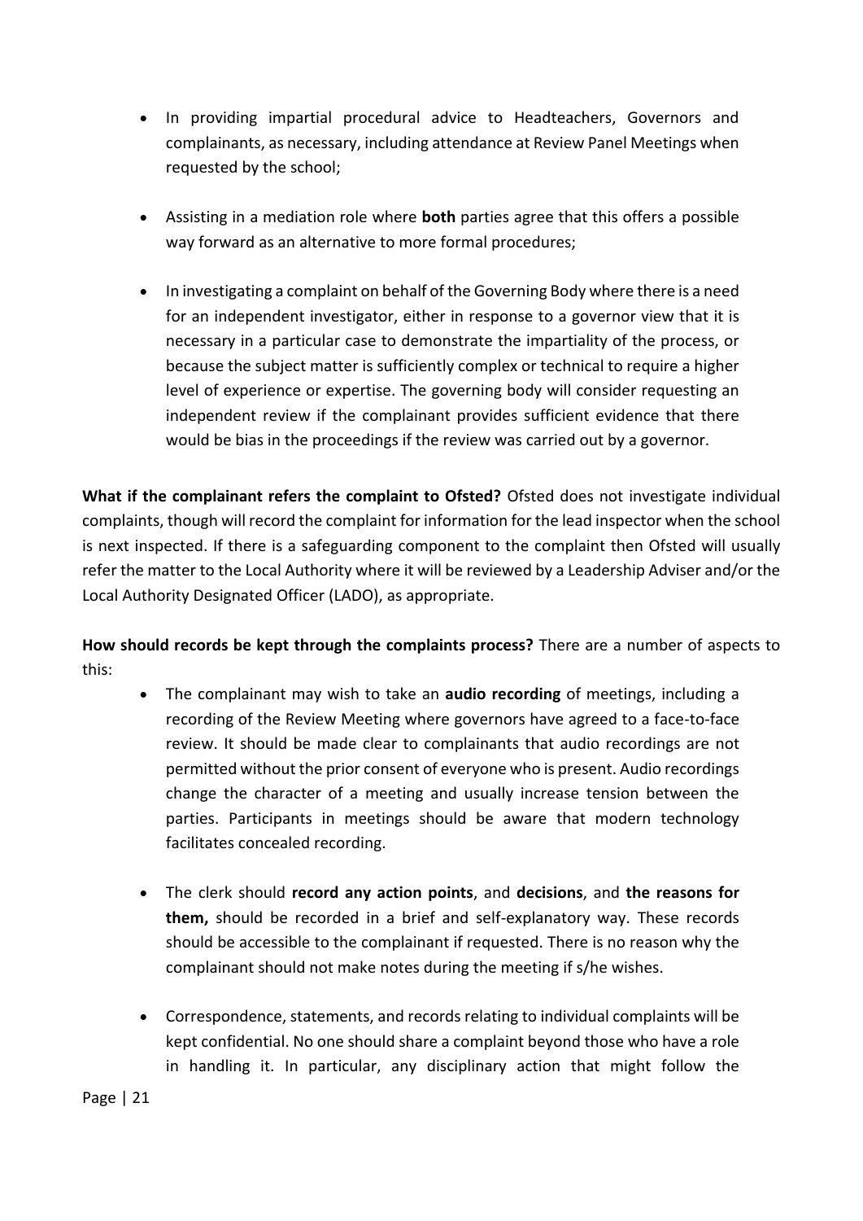- In providing impartial procedural advice to Headteachers, Governors and complainants, as necessary, including attendance at Review Panel Meetings when requested by the school;

- Assisting in a mediation role where **both** parties agree that this offers a possible way forward as an alternative to more formal procedures;

- In investigating a complaint on behalf of the Governing Body where there is a need for an independent investigator, either in response to a governor view that it is necessary in a particular case to demonstrate the impartiality of the process, or because the subject matter is sufficiently complex or technical to require a higher level of experience or expertise. The governing body will consider requesting an independent review if the complainant provides sufficient evidence that there would be bias in the proceedings if the review was carried out by a governor.

**What if the complainant refers the complaint to Ofsted?** Ofsted does not investigate individual complaints, though will record the complaint for information for the lead inspector when the school is next inspected. If there is a safeguarding component to the complaint then Ofsted will usually refer the matter to the Local Authority where it will be reviewed by a Leadership Adviser and/or the Local Authority Designated Officer (LADO), as appropriate.

**How should records be kept through the complaints process?** There are a number of aspects to this:

- The complainant may wish to take an **audio recording** of meetings, including a recording of the Review Meeting where governors have agreed to a face-to-face review. It should be made clear to complainants that audio recordings are not permitted without the prior consent of everyone who is present. Audio recordings change the character of a meeting and usually increase tension between the parties. Participants in meetings should be aware that modern technology facilitates concealed recording.

- The clerk should **record any action points**, and **decisions**, and **the reasons for them,** should be recorded in a brief and self-explanatory way. These records should be accessible to the complainant if requested. There is no reason why the complainant should not make notes during the meeting if s/he wishes.

- Correspondence, statements, and records relating to individual complaints will be kept confidential. No one should share a complaint beyond those who have a role in handling it. In particular, any disciplinary action that might follow the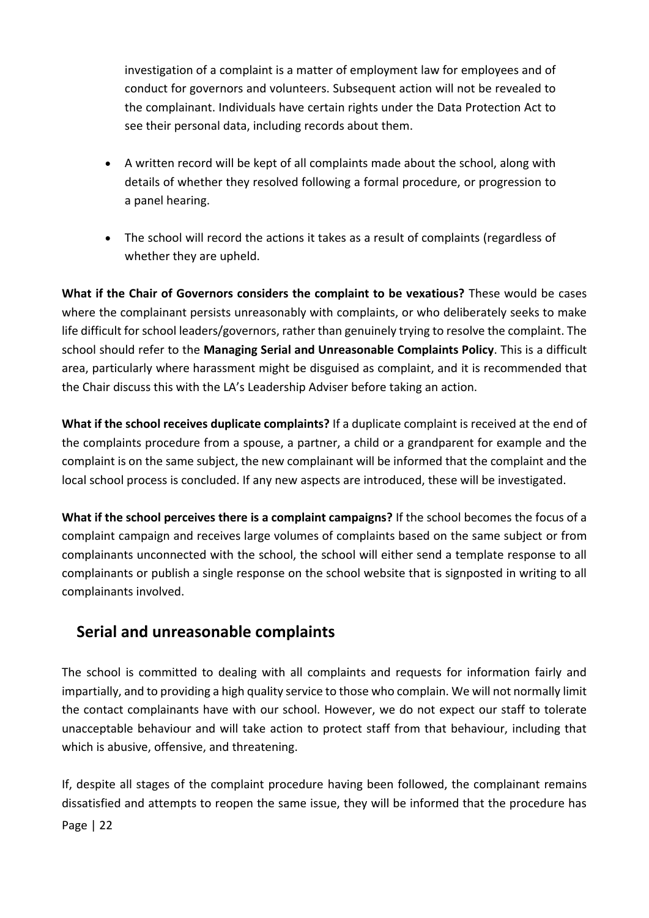investigation of a complaint is a matter of employment law for employees and of conduct for governors and volunteers. Subsequent action will not be revealed to the complainant. Individuals have certain rights under the Data Protection Act to see their personal data, including records about them.

- A written record will be kept of all complaints made about the school, along with details of whether they resolved following a formal procedure, or progression to a panel hearing.
- The school will record the actions it takes as a result of complaints (regardless of whether they are upheld.

**What if the Chair of Governors considers the complaint to be vexatious?** These would be cases where the complainant persists unreasonably with complaints, or who deliberately seeks to make life difficult for school leaders/governors, rather than genuinely trying to resolve the complaint. The school should refer to the **Managing Serial and Unreasonable Complaints Policy**. This is a difficult area, particularly where harassment might be disguised as complaint, and it is recommended that the Chair discuss this with the LA's Leadership Adviser before taking an action.

**What if the school receives duplicate complaints?** If a duplicate complaint is received at the end of the complaints procedure from a spouse, a partner, a child or a grandparent for example and the complaint is on the same subject, the new complainant will be informed that the complaint and the local school process is concluded. If any new aspects are introduced, these will be investigated.

**What if the school perceives there is a complaint campaigns?** If the school becomes the focus of a complaint campaign and receives large volumes of complaints based on the same subject or from complainants unconnected with the school, the school will either send a template response to all complainants or publish a single response on the school website that is signposted in writing to all complainants involved.

## Serial and unreasonable complaints

The school is committed to dealing with all complaints and requests for information fairly and impartially, and to providing a high quality service to those who complain. We will not normally limit the contact complainants have with our school. However, we do not expect our staff to tolerate unacceptable behaviour and will take action to protect staff from that behaviour, including that which is abusive, offensive, and threatening.

If, despite all stages of the complaint procedure having been followed, the complainant remains dissatisfied and attempts to reopen the same issue, they will be informed that the procedure has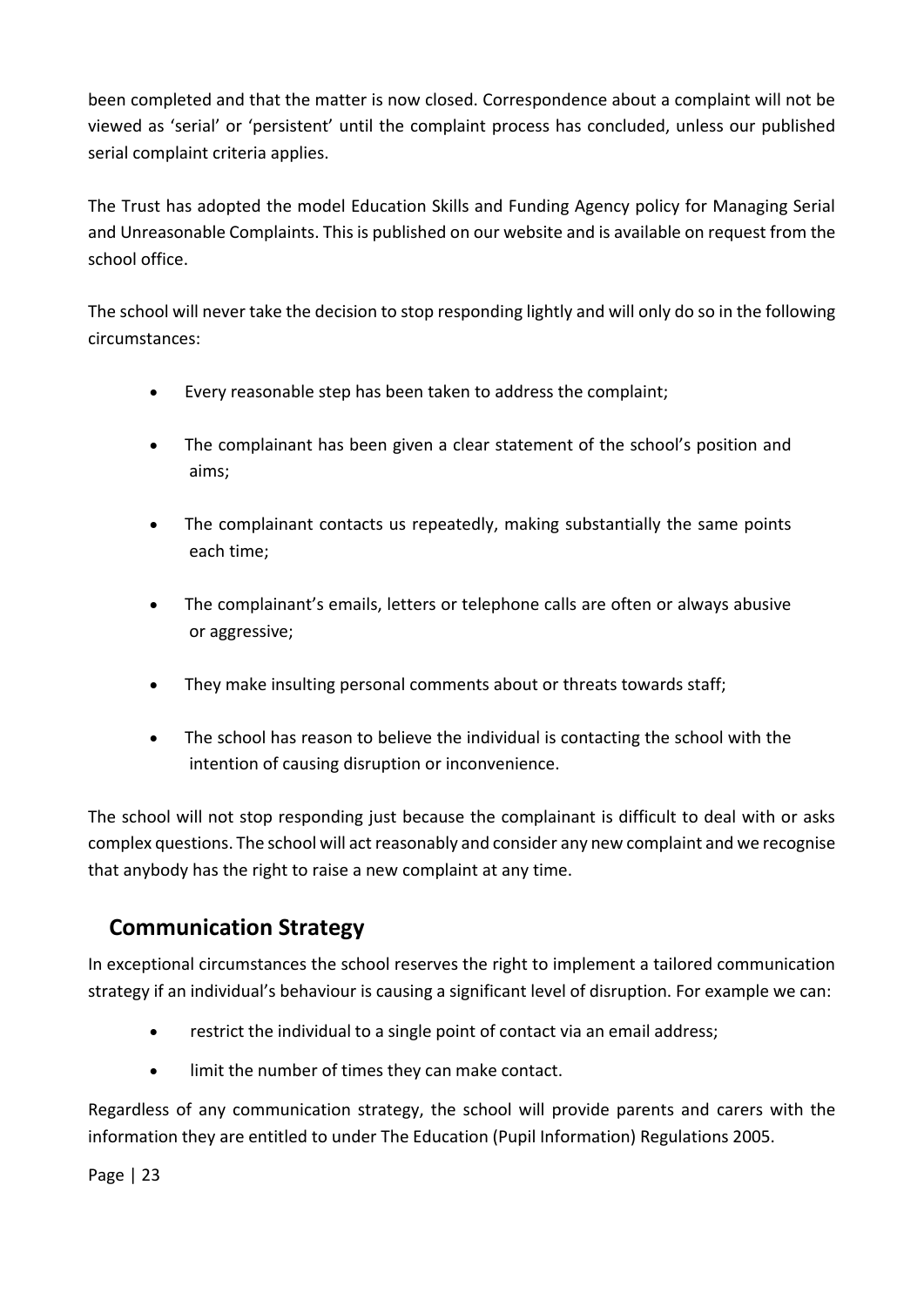been completed and that the matter is now closed. Correspondence about a complaint will not be viewed as 'serial' or 'persistent' until the complaint process has concluded, unless our published serial complaint criteria applies.

The Trust has adopted the model Education Skills and Funding Agency policy for Managing Serial and Unreasonable Complaints. This is published on our website and is available on request from the school office.

The school will never take the decision to stop responding lightly and will only do so in the following circumstances:

- Every reasonable step has been taken to address the complaint;
- The complainant has been given a clear statement of the school's position and aims;
- The complainant contacts us repeatedly, making substantially the same points each time;
- The complainant's emails, letters or telephone calls are often or always abusive or aggressive;
- They make insulting personal comments about or threats towards staff;
- The school has reason to believe the individual is contacting the school with the intention of causing disruption or inconvenience.

The school will not stop responding just because the complainant is difficult to deal with or asks complex questions. The school will act reasonably and consider any new complaint and we recognise that anybody has the right to raise a new complaint at any time.

## Communication Strategy

In exceptional circumstances the school reserves the right to implement a tailored communication strategy if an individual's behaviour is causing a significant level of disruption. For example we can:

- restrict the individual to a single point of contact via an email address;
- limit the number of times they can make contact.

Regardless of any communication strategy, the school will provide parents and carers with the information they are entitled to under The Education (Pupil Information) Regulations 2005.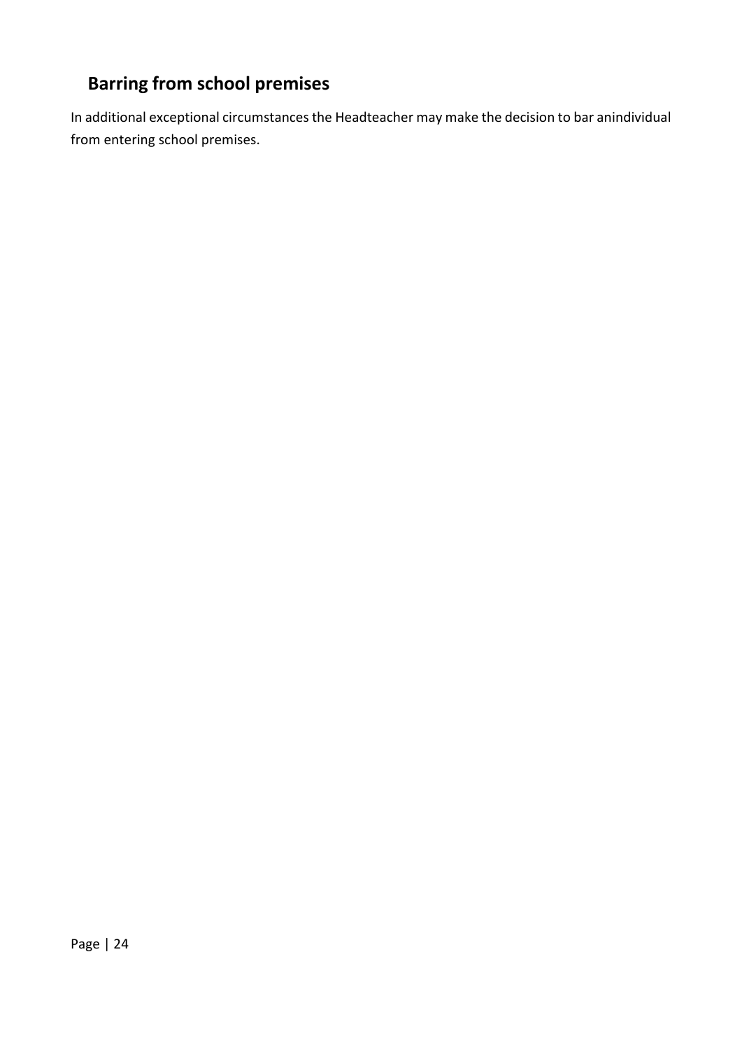## Barring from school premises

In additional exceptional circumstances the Headteacher may make the decision to bar anindividual from entering school premises.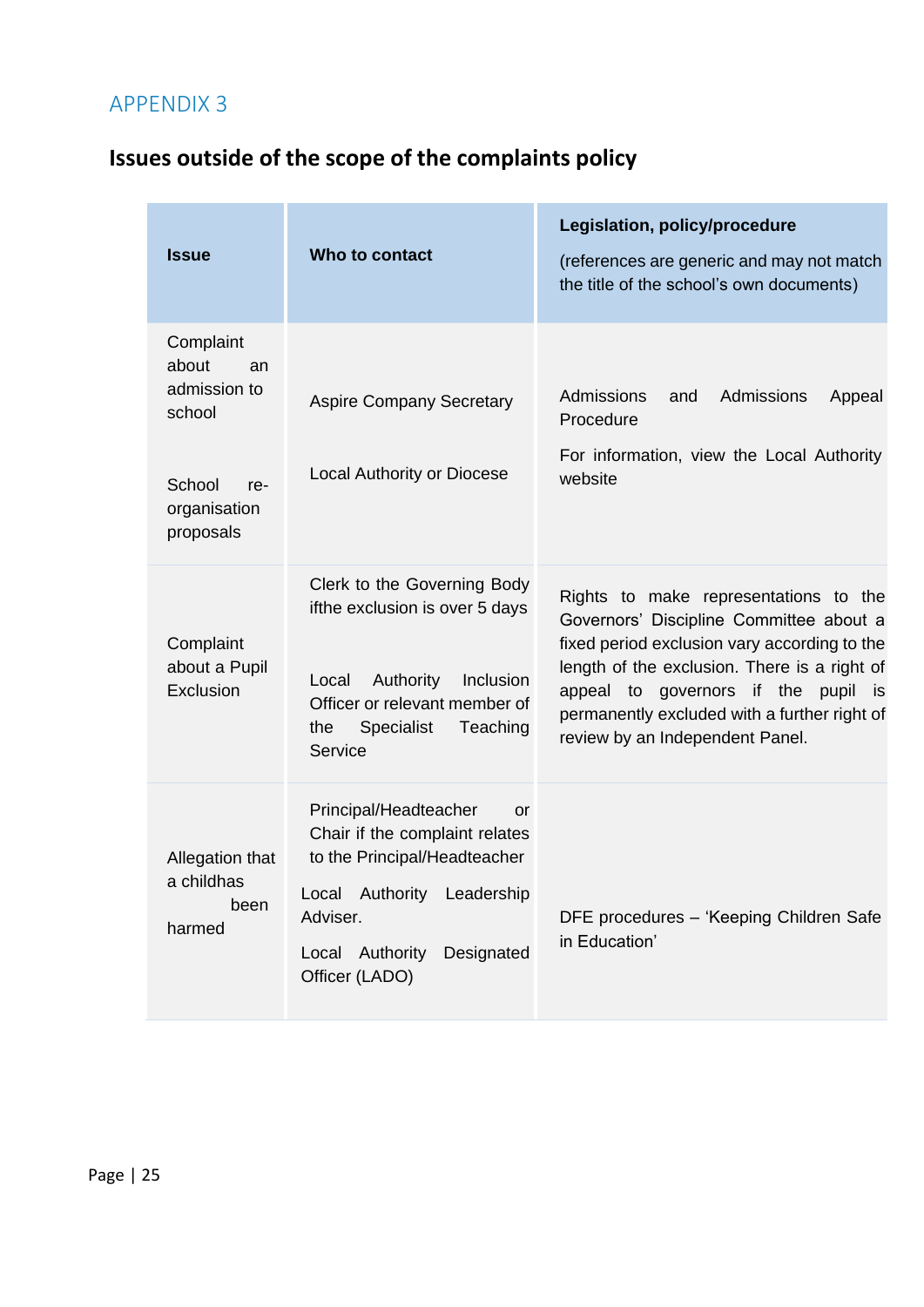## APPENDIX 3

## Issues outside of the scope of the complaints policy

| Issue | Who to contact | Legislation, policy/procedure<br><br>(references are generic and may not match the title of the school's own documents) |
|---|---|---|
| Complaint about an admission to school<br><br>School re-organisation proposals | Aspire Company Secretary<br><br>Local Authority or Diocese | Admissions and Admissions Appeal Procedure<br><br>For information, view the Local Authority website |
| Complaint about a Pupil Exclusion | Clerk to the Governing Body ifthe exclusion is over 5 days<br><br>Local Authority Inclusion Officer or relevant member of the Specialist Teaching Service | Rights to make representations to the Governors' Discipline Committee about a fixed period exclusion vary according to the length of the exclusion. There is a right of appeal to governors if the pupil is permanently excluded with a further right of review by an Independent Panel. |
| Allegation that a childhas been harmed | Principal/Headteacher or Chair if the complaint relates to the Principal/Headteacher<br><br>Local Authority Leadership Adviser.<br><br>Local Authority Designated Officer (LADO) | DFE procedures – 'Keeping Children Safe in Education' |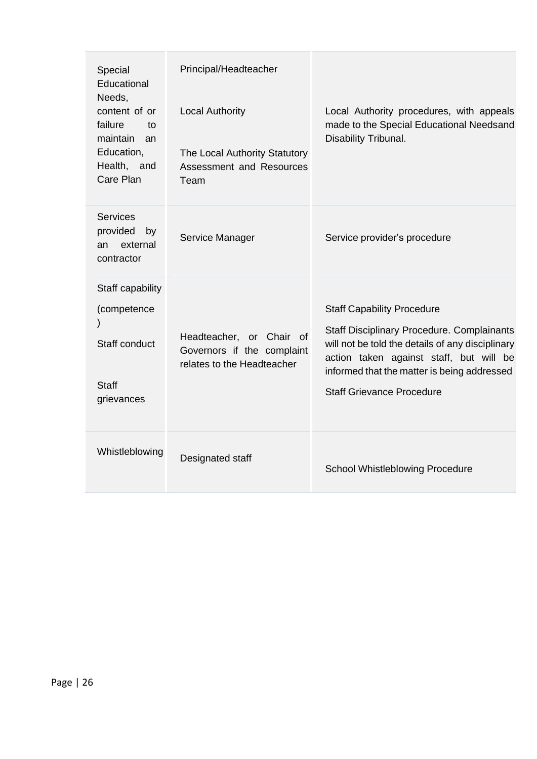| | | |
|---|---|---|
| Special Educational Needs, content of or failure to maintain an Education, Health, and Care Plan | Principal/Headteacher<br><br>Local Authority<br><br>The Local Authority Statutory Assessment and Resources Team | Local Authority procedures, with appeals made to the Special Educational Needsand Disability Tribunal. |
| Services provided by an external contractor | Service Manager | Service provider's procedure |
| Staff capability (competence)<br><br>Staff conduct<br><br>Staff grievances | Headteacher, or Chair of Governors if the complaint relates to the Headteacher | Staff Capability Procedure<br><br>Staff Disciplinary Procedure. Complainants will not be told the details of any disciplinary action taken against staff, but will be informed that the matter is being addressed<br><br>Staff Grievance Procedure |
| Whistleblowing | Designated staff | School Whistleblowing Procedure |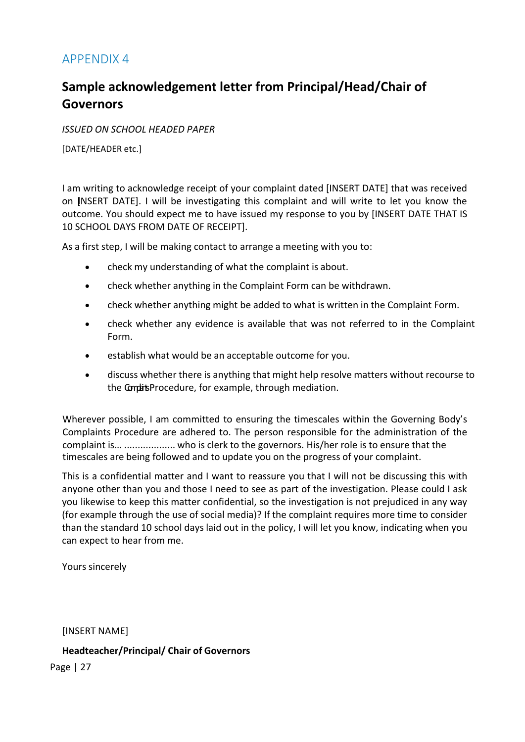APPENDIX 4

## Sample acknowledgement letter from Principal/Head/Chair of Governors

*ISSUED ON SCHOOL HEADED PAPER*

[DATE/HEADER etc.]

I am writing to acknowledge receipt of your complaint dated [INSERT DATE] that was received on [INSERT DATE]. I will be investigating this complaint and will write to let you know the outcome. You should expect me to have issued my response to you by [INSERT DATE THAT IS 10 SCHOOL DAYS FROM DATE OF RECEIPT].

As a first step, I will be making contact to arrange a meeting with you to:

- check my understanding of what the complaint is about.
- check whether anything in the Complaint Form can be withdrawn.
- check whether anything might be added to what is written in the Complaint Form.
- check whether any evidence is available that was not referred to in the Complaint Form.
- establish what would be an acceptable outcome for you.
- discuss whether there is anything that might help resolve matters without recourse to the Complaints Procedure, for example, through mediation.

Wherever possible, I am committed to ensuring the timescales within the Governing Body's Complaints Procedure are adhered to. The person responsible for the administration of the complaint is… .................. who is clerk to the governors. His/her role is to ensure that the timescales are being followed and to update you on the progress of your complaint.

This is a confidential matter and I want to reassure you that I will not be discussing this with anyone other than you and those I need to see as part of the investigation. Please could I ask you likewise to keep this matter confidential, so the investigation is not prejudiced in any way (for example through the use of social media)? If the complaint requires more time to consider than the standard 10 school days laid out in the policy, I will let you know, indicating when you can expect to hear from me.

Yours sincerely

[INSERT NAME]

**Headteacher/Principal/ Chair of Governors**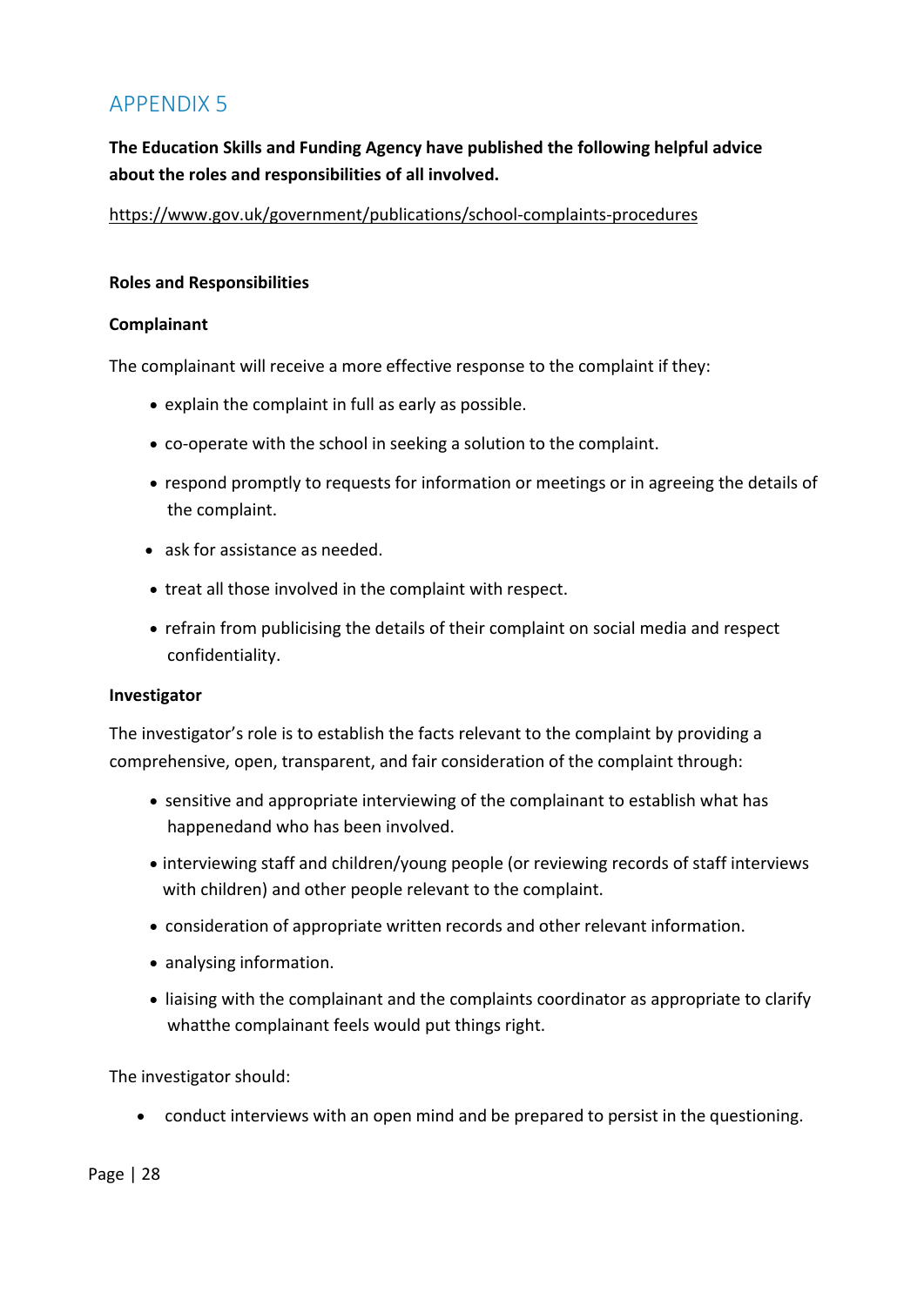# APPENDIX 5

**The Education Skills and Funding Agency have published the following helpful advice about the roles and responsibilities of all involved.**

https://www.gov.uk/government/publications/school-complaints-procedures

**Roles and Responsibilities**

**Complainant**

The complainant will receive a more effective response to the complaint if they:

- explain the complaint in full as early as possible.
- co-operate with the school in seeking a solution to the complaint.
- respond promptly to requests for information or meetings or in agreeing the details of the complaint.
- ask for assistance as needed.
- treat all those involved in the complaint with respect.
- refrain from publicising the details of their complaint on social media and respect confidentiality.

**Investigator**

The investigator's role is to establish the facts relevant to the complaint by providing a comprehensive, open, transparent, and fair consideration of the complaint through:

- sensitive and appropriate interviewing of the complainant to establish what has happenedand who has been involved.
- interviewing staff and children/young people (or reviewing records of staff interviews with children) and other people relevant to the complaint.
- consideration of appropriate written records and other relevant information.
- analysing information.
- liaising with the complainant and the complaints coordinator as appropriate to clarify whatthe complainant feels would put things right.

The investigator should:

- conduct interviews with an open mind and be prepared to persist in the questioning.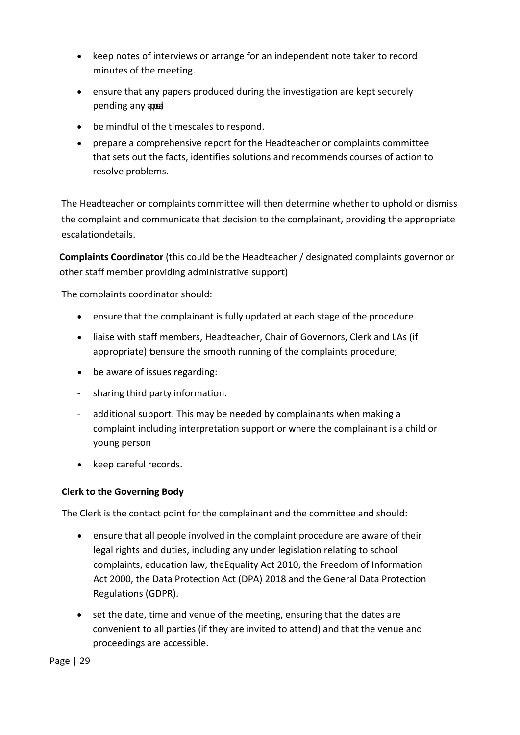- keep notes of interviews or arrange for an independent note taker to record minutes of the meeting.
- ensure that any papers produced during the investigation are kept securely pending any appeal.
- be mindful of the timescales to respond.
- prepare a comprehensive report for the Headteacher or complaints committee that sets out the facts, identifies solutions and recommends courses of action to resolve problems.

The Headteacher or complaints committee will then determine whether to uphold or dismiss the complaint and communicate that decision to the complainant, providing the appropriate escalationdetails.

**Complaints Coordinator** (this could be the Headteacher / designated complaints governor or other staff member providing administrative support)

The complaints coordinator should:

- ensure that the complainant is fully updated at each stage of the procedure.
- liaise with staff members, Headteacher, Chair of Governors, Clerk and LAs (if appropriate) to ensure the smooth running of the complaints procedure;
- be aware of issues regarding:
  - sharing third party information.
  - additional support. This may be needed by complainants when making a complaint including interpretation support or where the complainant is a child or young person
- keep careful records.

**Clerk to the Governing Body**

The Clerk is the contact point for the complainant and the committee and should:

- ensure that all people involved in the complaint procedure are aware of their legal rights and duties, including any under legislation relating to school complaints, education law, theEquality Act 2010, the Freedom of Information Act 2000, the Data Protection Act (DPA) 2018 and the General Data Protection Regulations (GDPR).
- set the date, time and venue of the meeting, ensuring that the dates are convenient to all parties (if they are invited to attend) and that the venue and proceedings are accessible.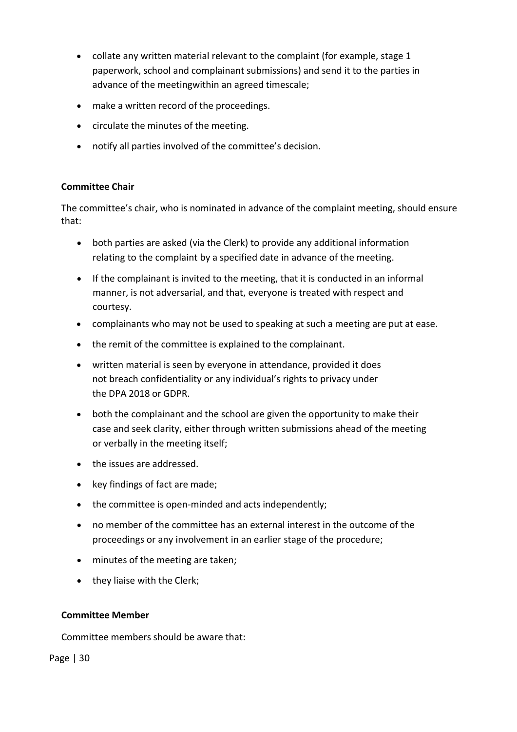- collate any written material relevant to the complaint (for example, stage 1 paperwork, school and complainant submissions) and send it to the parties in advance of the meetingwithin an agreed timescale;
- make a written record of the proceedings.
- circulate the minutes of the meeting.
- notify all parties involved of the committee's decision.

**Committee Chair**

The committee's chair, who is nominated in advance of the complaint meeting, should ensure that:

- both parties are asked (via the Clerk) to provide any additional information relating to the complaint by a specified date in advance of the meeting.
- If the complainant is invited to the meeting, that it is conducted in an informal manner, is not adversarial, and that, everyone is treated with respect and courtesy.
- complainants who may not be used to speaking at such a meeting are put at ease.
- the remit of the committee is explained to the complainant.
- written material is seen by everyone in attendance, provided it does not breach confidentiality or any individual's rights to privacy under the DPA 2018 or GDPR.
- both the complainant and the school are given the opportunity to make their case and seek clarity, either through written submissions ahead of the meeting or verbally in the meeting itself;
- the issues are addressed.
- key findings of fact are made;
- the committee is open-minded and acts independently;
- no member of the committee has an external interest in the outcome of the proceedings or any involvement in an earlier stage of the procedure;
- minutes of the meeting are taken;
- they liaise with the Clerk;

**Committee Member**

Committee members should be aware that: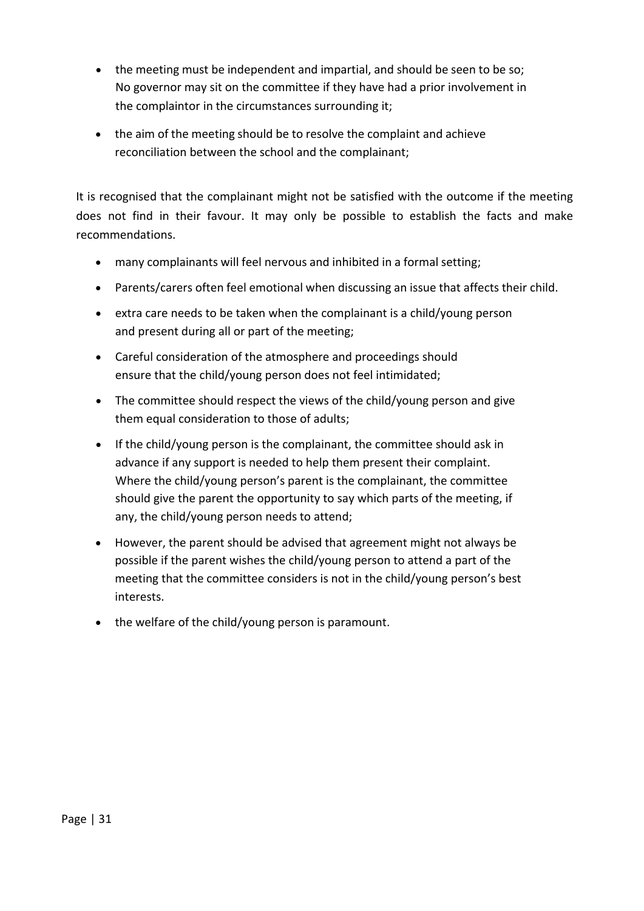- the meeting must be independent and impartial, and should be seen to be so; No governor may sit on the committee if they have had a prior involvement in the complaintor in the circumstances surrounding it;
- the aim of the meeting should be to resolve the complaint and achieve reconciliation between the school and the complainant;

It is recognised that the complainant might not be satisfied with the outcome if the meeting does not find in their favour. It may only be possible to establish the facts and make recommendations.

- many complainants will feel nervous and inhibited in a formal setting;
- Parents/carers often feel emotional when discussing an issue that affects their child.
- extra care needs to be taken when the complainant is a child/young person and present during all or part of the meeting;
- Careful consideration of the atmosphere and proceedings should ensure that the child/young person does not feel intimidated;
- The committee should respect the views of the child/young person and give them equal consideration to those of adults;
- If the child/young person is the complainant, the committee should ask in advance if any support is needed to help them present their complaint. Where the child/young person's parent is the complainant, the committee should give the parent the opportunity to say which parts of the meeting, if any, the child/young person needs to attend;
- However, the parent should be advised that agreement might not always be possible if the parent wishes the child/young person to attend a part of the meeting that the committee considers is not in the child/young person's best interests.
- the welfare of the child/young person is paramount.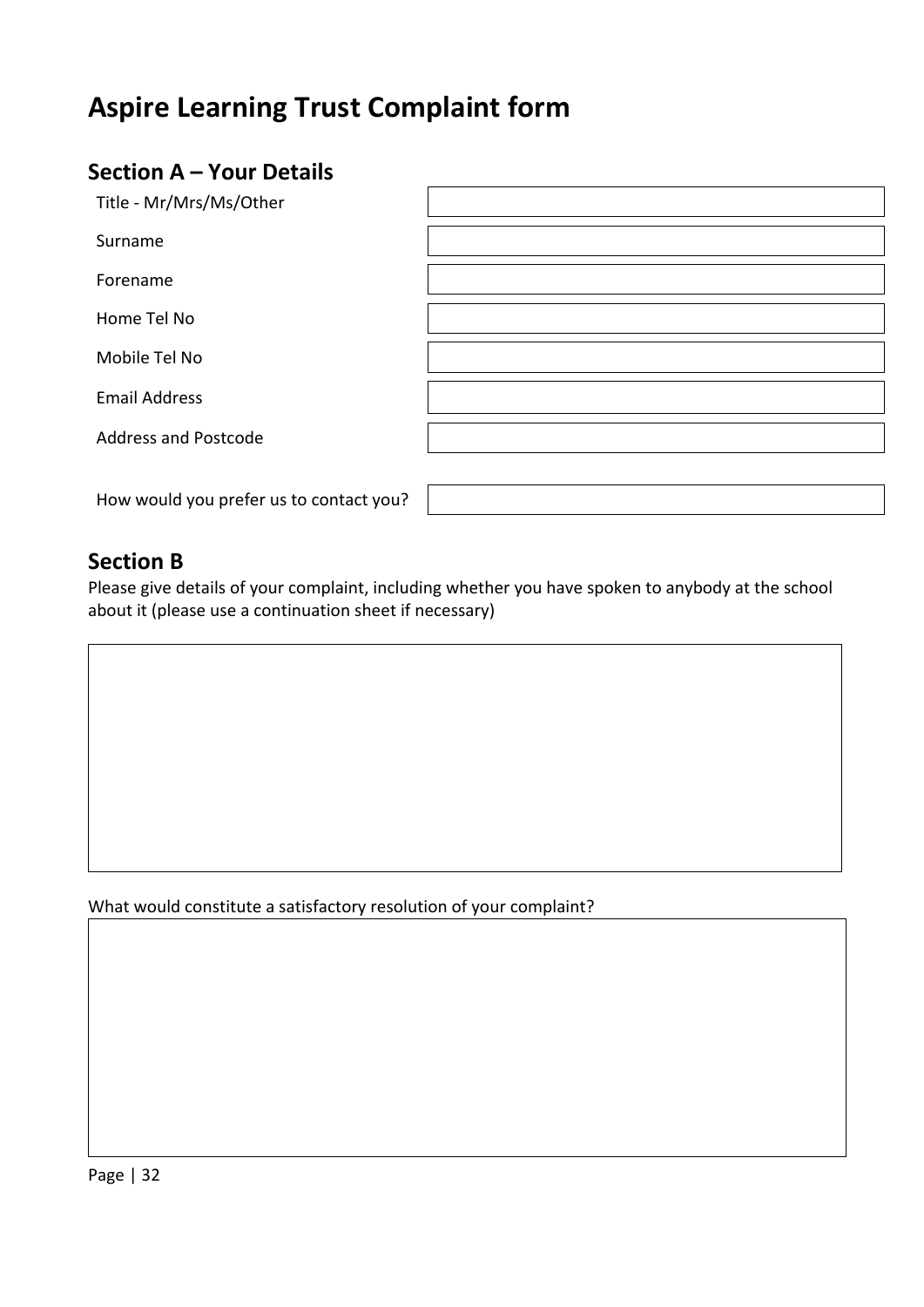# Aspire Learning Trust Complaint form

## Section A – Your Details

| | |
|---|---|
| Title - Mr/Mrs/Ms/Other | |
| Surname | |
| Forename | |
| Home Tel No | |
| Mobile Tel No | |
| Email Address | |
| Address and Postcode | |
| How would you prefer us to contact you? | |

## Section B

Please give details of your complaint, including whether you have spoken to anybody at the school about it (please use a continuation sheet if necessary)

| |
|---|
| |

What would constitute a satisfactory resolution of your complaint?

| |
|---|
| |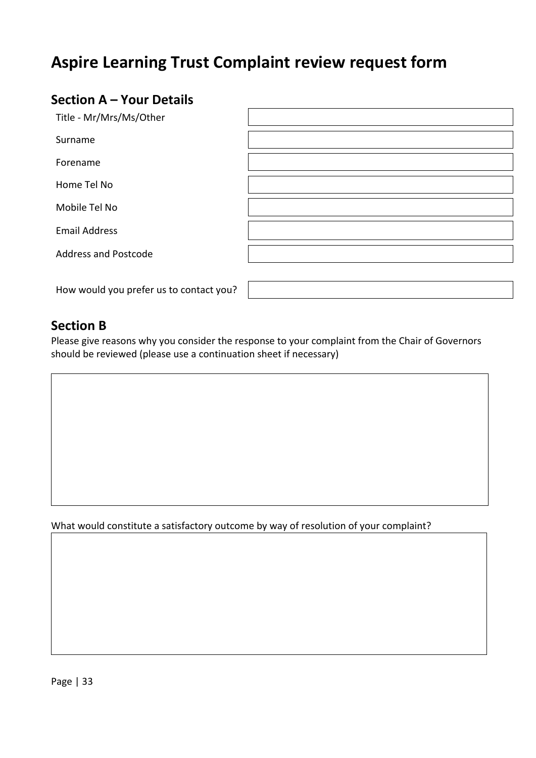# Aspire Learning Trust Complaint review request form

## Section A – Your Details

| | |
|---|---|
| Title - Mr/Mrs/Ms/Other | |
| Surname | |
| Forename | |
| Home Tel No | |
| Mobile Tel No | |
| Email Address | |
| Address and Postcode | |
| How would you prefer us to contact you? | |

## Section B

Please give reasons why you consider the response to your complaint from the Chair of Governors should be reviewed (please use a continuation sheet if necessary)

| |
|---|
| |

What would constitute a satisfactory outcome by way of resolution of your complaint?

| |
|---|
| |